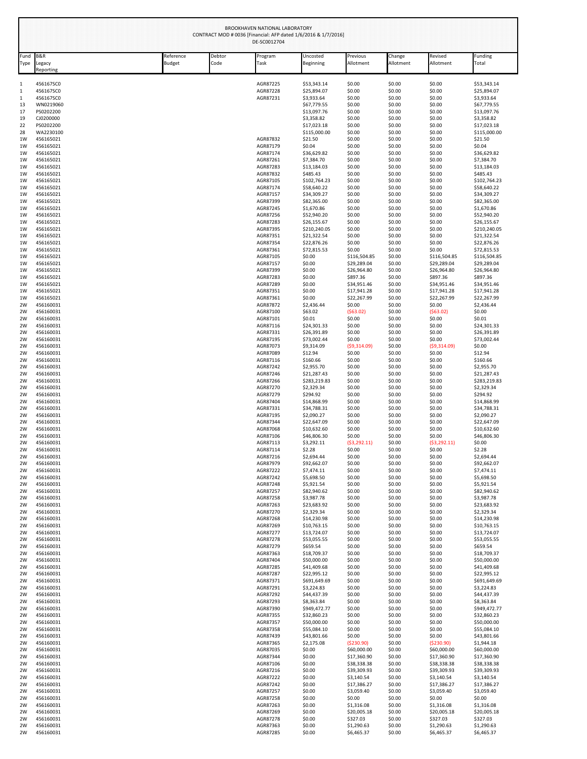BROOKHAVEN NATIONAL LABORATORY
CONTRACT MOD # 0036 [Financial: AFP dated 1/6/2016 & 1/7/2016]
DE-SC0012704

| Fund Type | B&R Legacy Reporting | Reference Budget | Debtor Code | Program Task | Uncosted Beginning | Previous Allotment | Change Allotment | Revised Allotment | Funding Total |
|---|---|---|---|---|---|---|---|---|---|
| 1 | 456167SC0 | | | AGR87225 | $53,343.14 | $0.00 | $0.00 | $0.00 | $53,343.14 |
| 1 | 456167SC0 | | | AGR87228 | $25,894.07 | $0.00 | $0.00 | $0.00 | $25,894.07 |
| 1 | 456167SC0 | | | AGR87231 | $3,933.64 | $0.00 | $0.00 | $0.00 | $3,933.64 |
| 13 | WN0219060 | | | | $67,779.55 | $0.00 | $0.00 | $0.00 | $67,779.55 |
| 17 | PS0202200 | | | | $13,097.76 | $0.00 | $0.00 | $0.00 | $13,097.76 |
| 19 | CJ0200000 | | | | $3,358.82 | $0.00 | $0.00 | $0.00 | $3,358.82 |
| 22 | PS0202200 | | | | $17,023.18 | $0.00 | $0.00 | $0.00 | $17,023.18 |
| 28 | WA2230100 | | | | $115,000.00 | $0.00 | $0.00 | $0.00 | $115,000.00 |
| 1W | 456165021 | | | AGR87832 | $21.50 | $0.00 | $0.00 | $0.00 | $21.50 |
| 1W | 456165021 | | | AGR87179 | $0.04 | $0.00 | $0.00 | $0.00 | $0.04 |
| 1W | 456165021 | | | AGR87174 | $36,629.82 | $0.00 | $0.00 | $0.00 | $36,629.82 |
| 1W | 456165021 | | | AGR87261 | $7,384.70 | $0.00 | $0.00 | $0.00 | $7,384.70 |
| 1W | 456165021 | | | AGR87283 | $13,184.03 | $0.00 | $0.00 | $0.00 | $13,184.03 |
| 1W | 456165021 | | | AGR87832 | $485.43 | $0.00 | $0.00 | $0.00 | $485.43 |
| 1W | 456165021 | | | AGR87105 | $102,764.23 | $0.00 | $0.00 | $0.00 | $102,764.23 |
| 1W | 456165021 | | | AGR87174 | $58,640.22 | $0.00 | $0.00 | $0.00 | $58,640.22 |
| 1W | 456165021 | | | AGR87157 | $34,309.27 | $0.00 | $0.00 | $0.00 | $34,309.27 |
| 1W | 456165021 | | | AGR87399 | $82,365.00 | $0.00 | $0.00 | $0.00 | $82,365.00 |
| 1W | 456165021 | | | AGR87245 | $1,670.86 | $0.00 | $0.00 | $0.00 | $1,670.86 |
| 1W | 456165021 | | | AGR87256 | $52,940.20 | $0.00 | $0.00 | $0.00 | $52,940.20 |
| 1W | 456165021 | | | AGR87283 | $26,155.67 | $0.00 | $0.00 | $0.00 | $26,155.67 |
| 1W | 456165021 | | | AGR87395 | $210,240.05 | $0.00 | $0.00 | $0.00 | $210,240.05 |
| 1W | 456165021 | | | AGR87351 | $21,322.54 | $0.00 | $0.00 | $0.00 | $21,322.54 |
| 1W | 456165021 | | | AGR87354 | $22,876.26 | $0.00 | $0.00 | $0.00 | $22,876.26 |
| 1W | 456165021 | | | AGR87361 | $72,815.53 | $0.00 | $0.00 | $0.00 | $72,815.53 |
| 1W | 456165021 | | | AGR87105 | $0.00 | $116,504.85 | $0.00 | $116,504.85 | $116,504.85 |
| 1W | 456165021 | | | AGR87157 | $0.00 | $29,289.04 | $0.00 | $29,289.04 | $29,289.04 |
| 1W | 456165021 | | | AGR87399 | $0.00 | $26,964.80 | $0.00 | $26,964.80 | $26,964.80 |
| 1W | 456165021 | | | AGR87283 | $0.00 | $897.36 | $0.00 | $897.36 | $897.36 |
| 1W | 456165021 | | | AGR87289 | $0.00 | $34,951.46 | $0.00 | $34,951.46 | $34,951.46 |
| 1W | 456165021 | | | AGR87351 | $0.00 | $17,941.28 | $0.00 | $17,941.28 | $17,941.28 |
| 1W | 456165021 | | | AGR87361 | $0.00 | $22,267.99 | $0.00 | $22,267.99 | $22,267.99 |
| 2W | 456160031 | | | AGR87872 | $2,436.44 | $0.00 | $0.00 | $0.00 | $2,436.44 |
| 2W | 456160031 | | | AGR87100 | $63.02 | ($63.02) | $0.00 | ($63.02) | $0.00 |
| 2W | 456160031 | | | AGR87101 | $0.01 | $0.00 | $0.00 | $0.00 | $0.01 |
| 2W | 456160031 | | | AGR87116 | $24,301.33 | $0.00 | $0.00 | $0.00 | $24,301.33 |
| 2W | 456160031 | | | AGR87331 | $26,391.89 | $0.00 | $0.00 | $0.00 | $26,391.89 |
| 2W | 456160031 | | | AGR87195 | $73,002.44 | $0.00 | $0.00 | $0.00 | $73,002.44 |
| 2W | 456160031 | | | AGR87073 | $9,314.09 | ($9,314.09) | $0.00 | ($9,314.09) | $0.00 |
| 2W | 456160031 | | | AGR87089 | $12.94 | $0.00 | $0.00 | $0.00 | $12.94 |
| 2W | 456160031 | | | AGR87116 | $160.66 | $0.00 | $0.00 | $0.00 | $160.66 |
| 2W | 456160031 | | | AGR87242 | $2,955.70 | $0.00 | $0.00 | $0.00 | $2,955.70 |
| 2W | 456160031 | | | AGR87246 | $21,287.43 | $0.00 | $0.00 | $0.00 | $21,287.43 |
| 2W | 456160031 | | | AGR87266 | $283,219.83 | $0.00 | $0.00 | $0.00 | $283,219.83 |
| 2W | 456160031 | | | AGR87270 | $2,329.34 | $0.00 | $0.00 | $0.00 | $2,329.34 |
| 2W | 456160031 | | | AGR87279 | $294.92 | $0.00 | $0.00 | $0.00 | $294.92 |
| 2W | 456160031 | | | AGR87404 | $14,868.99 | $0.00 | $0.00 | $0.00 | $14,868.99 |
| 2W | 456160031 | | | AGR87331 | $34,788.31 | $0.00 | $0.00 | $0.00 | $34,788.31 |
| 2W | 456160031 | | | AGR87195 | $2,090.27 | $0.00 | $0.00 | $0.00 | $2,090.27 |
| 2W | 456160031 | | | AGR87344 | $22,647.09 | $0.00 | $0.00 | $0.00 | $22,647.09 |
| 2W | 456160031 | | | AGR87068 | $10,632.60 | $0.00 | $0.00 | $0.00 | $10,632.60 |
| 2W | 456160031 | | | AGR87106 | $46,806.30 | $0.00 | $0.00 | $0.00 | $46,806.30 |
| 2W | 456160031 | | | AGR87113 | $3,292.11 | ($3,292.11) | $0.00 | ($3,292.11) | $0.00 |
| 2W | 456160031 | | | AGR87114 | $2.28 | $0.00 | $0.00 | $0.00 | $2.28 |
| 2W | 456160031 | | | AGR87216 | $2,694.44 | $0.00 | $0.00 | $0.00 | $2,694.44 |
| 2W | 456160031 | | | AGR87979 | $92,662.07 | $0.00 | $0.00 | $0.00 | $92,662.07 |
| 2W | 456160031 | | | AGR87222 | $7,474.11 | $0.00 | $0.00 | $0.00 | $7,474.11 |
| 2W | 456160031 | | | AGR87242 | $5,698.50 | $0.00 | $0.00 | $0.00 | $5,698.50 |
| 2W | 456160031 | | | AGR87248 | $5,921.54 | $0.00 | $0.00 | $0.00 | $5,921.54 |
| 2W | 456160031 | | | AGR87257 | $82,940.62 | $0.00 | $0.00 | $0.00 | $82,940.62 |
| 2W | 456160031 | | | AGR87258 | $3,987.78 | $0.00 | $0.00 | $0.00 | $3,987.78 |
| 2W | 456160031 | | | AGR87263 | $23,683.92 | $0.00 | $0.00 | $0.00 | $23,683.92 |
| 2W | 456160031 | | | AGR87270 | $2,329.34 | $0.00 | $0.00 | $0.00 | $2,329.34 |
| 2W | 456160031 | | | AGR87268 | $14,230.98 | $0.00 | $0.00 | $0.00 | $14,230.98 |
| 2W | 456160031 | | | AGR87269 | $10,763.15 | $0.00 | $0.00 | $0.00 | $10,763.15 |
| 2W | 456160031 | | | AGR87277 | $13,724.07 | $0.00 | $0.00 | $0.00 | $13,724.07 |
| 2W | 456160031 | | | AGR87278 | $53,055.55 | $0.00 | $0.00 | $0.00 | $53,055.55 |
| 2W | 456160031 | | | AGR87279 | $659.54 | $0.00 | $0.00 | $0.00 | $659.54 |
| 2W | 456160031 | | | AGR87363 | $18,709.37 | $0.00 | $0.00 | $0.00 | $18,709.37 |
| 2W | 456160031 | | | AGR87404 | $50,000.00 | $0.00 | $0.00 | $0.00 | $50,000.00 |
| 2W | 456160031 | | | AGR87285 | $41,409.68 | $0.00 | $0.00 | $0.00 | $41,409.68 |
| 2W | 456160031 | | | AGR87287 | $22,995.12 | $0.00 | $0.00 | $0.00 | $22,995.12 |
| 2W | 456160031 | | | AGR87371 | $691,649.69 | $0.00 | $0.00 | $0.00 | $691,649.69 |
| 2W | 456160031 | | | AGR87291 | $3,224.83 | $0.00 | $0.00 | $0.00 | $3,224.83 |
| 2W | 456160031 | | | AGR87292 | $44,437.39 | $0.00 | $0.00 | $0.00 | $44,437.39 |
| 2W | 456160031 | | | AGR87293 | $8,363.84 | $0.00 | $0.00 | $0.00 | $8,363.84 |
| 2W | 456160031 | | | AGR87390 | $949,472.77 | $0.00 | $0.00 | $0.00 | $949,472.77 |
| 2W | 456160031 | | | AGR87355 | $32,860.23 | $0.00 | $0.00 | $0.00 | $32,860.23 |
| 2W | 456160031 | | | AGR87357 | $50,000.00 | $0.00 | $0.00 | $0.00 | $50,000.00 |
| 2W | 456160031 | | | AGR87358 | $55,084.10 | $0.00 | $0.00 | $0.00 | $55,084.10 |
| 2W | 456160031 | | | AGR87439 | $43,801.66 | $0.00 | $0.00 | $0.00 | $43,801.66 |
| 2W | 456160031 | | | AGR87365 | $2,175.08 | ($230.90) | $0.00 | ($230.90) | $1,944.18 |
| 2W | 456160031 | | | AGR87035 | $0.00 | $60,000.00 | $0.00 | $60,000.00 | $60,000.00 |
| 2W | 456160031 | | | AGR87344 | $0.00 | $17,360.90 | $0.00 | $17,360.90 | $17,360.90 |
| 2W | 456160031 | | | AGR87106 | $0.00 | $38,338.38 | $0.00 | $38,338.38 | $38,338.38 |
| 2W | 456160031 | | | AGR87216 | $0.00 | $39,309.93 | $0.00 | $39,309.93 | $39,309.93 |
| 2W | 456160031 | | | AGR87222 | $0.00 | $3,140.54 | $0.00 | $3,140.54 | $3,140.54 |
| 2W | 456160031 | | | AGR87242 | $0.00 | $17,386.27 | $0.00 | $17,386.27 | $17,386.27 |
| 2W | 456160031 | | | AGR87257 | $0.00 | $3,059.40 | $0.00 | $3,059.40 | $3,059.40 |
| 2W | 456160031 | | | AGR87258 | $0.00 | $0.00 | $0.00 | $0.00 | $0.00 |
| 2W | 456160031 | | | AGR87263 | $0.00 | $1,316.08 | $0.00 | $1,316.08 | $1,316.08 |
| 2W | 456160031 | | | AGR87269 | $0.00 | $20,005.18 | $0.00 | $20,005.18 | $20,005.18 |
| 2W | 456160031 | | | AGR87278 | $0.00 | $327.03 | $0.00 | $327.03 | $327.03 |
| 2W | 456160031 | | | AGR87363 | $0.00 | $1,290.63 | $0.00 | $1,290.63 | $1,290.63 |
| 2W | 456160031 | | | AGR87285 | $0.00 | $6,465.37 | $0.00 | $6,465.37 | $6,465.37 |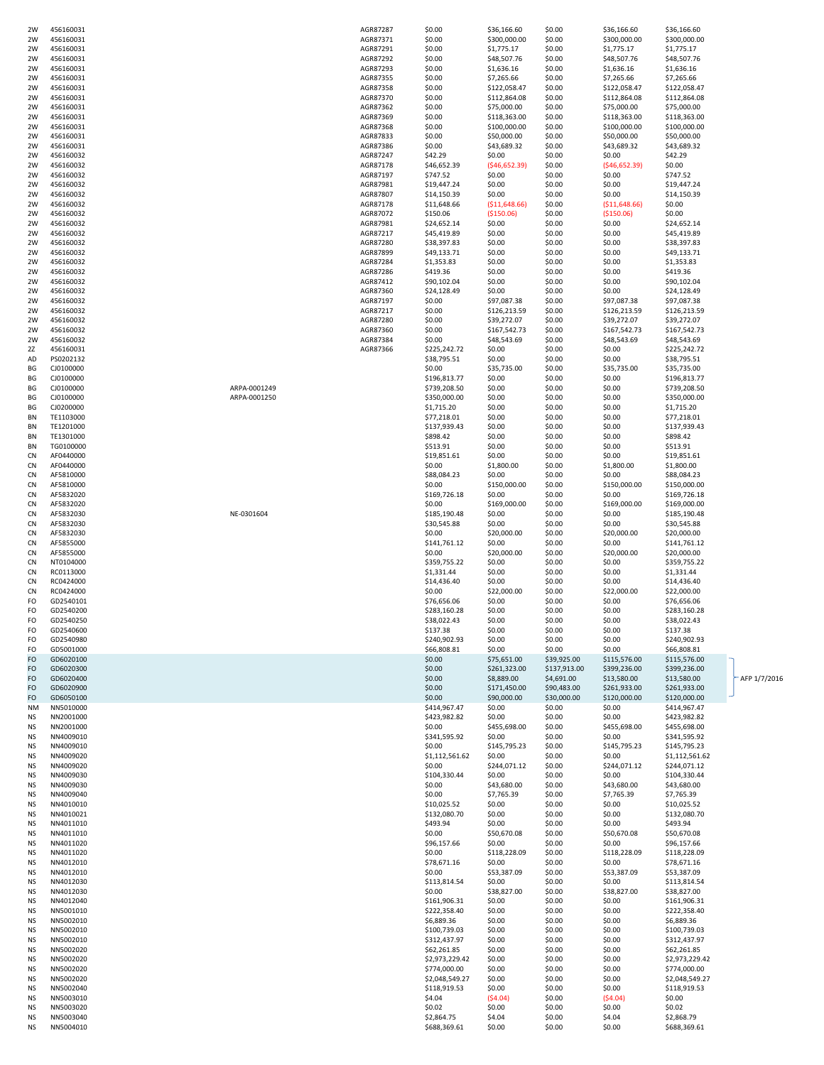| | | | | | | | | | |
|---|---|---|---|---|---|---|---|---|---|
| 2W | 456160031 | | AGR87287 | $0.00 | $36,166.60 | $0.00 | $36,166.60 | $36,166.60 | |
| 2W | 456160031 | | AGR87371 | $0.00 | $300,000.00 | $0.00 | $300,000.00 | $300,000.00 | |
| 2W | 456160031 | | AGR87291 | $0.00 | $1,775.17 | $0.00 | $1,775.17 | $1,775.17 | |
| 2W | 456160031 | | AGR87292 | $0.00 | $48,507.76 | $0.00 | $48,507.76 | $48,507.76 | |
| 2W | 456160031 | | AGR87293 | $0.00 | $1,636.16 | $0.00 | $1,636.16 | $1,636.16 | |
| 2W | 456160031 | | AGR87355 | $0.00 | $7,265.66 | $0.00 | $7,265.66 | $7,265.66 | |
| 2W | 456160031 | | AGR87358 | $0.00 | $122,058.47 | $0.00 | $122,058.47 | $122,058.47 | |
| 2W | 456160031 | | AGR87370 | $0.00 | $112,864.08 | $0.00 | $112,864.08 | $112,864.08 | |
| 2W | 456160031 | | AGR87362 | $0.00 | $75,000.00 | $0.00 | $75,000.00 | $75,000.00 | |
| 2W | 456160031 | | AGR87369 | $0.00 | $118,363.00 | $0.00 | $118,363.00 | $118,363.00 | |
| 2W | 456160031 | | AGR87368 | $0.00 | $100,000.00 | $0.00 | $100,000.00 | $100,000.00 | |
| 2W | 456160031 | | AGR87833 | $0.00 | $50,000.00 | $0.00 | $50,000.00 | $50,000.00 | |
| 2W | 456160031 | | AGR87386 | $0.00 | $43,689.32 | $0.00 | $43,689.32 | $43,689.32 | |
| 2W | 456160032 | | AGR87247 | $42.29 | $0.00 | $0.00 | $0.00 | $42.29 | |
| 2W | 456160032 | | AGR87178 | $46,652.39 | ($46,652.39) | $0.00 | ($46,652.39) | $0.00 | |
| 2W | 456160032 | | AGR87197 | $747.52 | $0.00 | $0.00 | $0.00 | $747.52 | |
| 2W | 456160032 | | AGR87981 | $19,447.24 | $0.00 | $0.00 | $0.00 | $19,447.24 | |
| 2W | 456160032 | | AGR87807 | $14,150.39 | $0.00 | $0.00 | $0.00 | $14,150.39 | |
| 2W | 456160032 | | AGR87178 | $11,648.66 | ($11,648.66) | $0.00 | ($11,648.66) | $0.00 | |
| 2W | 456160032 | | AGR87072 | $150.06 | ($150.06) | $0.00 | ($150.06) | $0.00 | |
| 2W | 456160032 | | AGR87981 | $24,652.14 | $0.00 | $0.00 | $0.00 | $24,652.14 | |
| 2W | 456160032 | | AGR87217 | $45,419.89 | $0.00 | $0.00 | $0.00 | $45,419.89 | |
| 2W | 456160032 | | AGR87280 | $38,397.83 | $0.00 | $0.00 | $0.00 | $38,397.83 | |
| 2W | 456160032 | | AGR87899 | $49,133.71 | $0.00 | $0.00 | $0.00 | $49,133.71 | |
| 2W | 456160032 | | AGR87284 | $1,353.83 | $0.00 | $0.00 | $0.00 | $1,353.83 | |
| 2W | 456160032 | | AGR87286 | $419.36 | $0.00 | $0.00 | $0.00 | $419.36 | |
| 2W | 456160032 | | AGR87412 | $90,102.04 | $0.00 | $0.00 | $0.00 | $90,102.04 | |
| 2W | 456160032 | | AGR87360 | $24,128.49 | $0.00 | $0.00 | $0.00 | $24,128.49 | |
| 2W | 456160032 | | AGR87197 | $0.00 | $97,087.38 | $0.00 | $97,087.38 | $97,087.38 | |
| 2W | 456160032 | | AGR87217 | $0.00 | $126,213.59 | $0.00 | $126,213.59 | $126,213.59 | |
| 2W | 456160032 | | AGR87280 | $0.00 | $39,272.07 | $0.00 | $39,272.07 | $39,272.07 | |
| 2W | 456160032 | | AGR87360 | $0.00 | $167,542.73 | $0.00 | $167,542.73 | $167,542.73 | |
| 2W | 456160032 | | AGR87384 | $0.00 | $48,543.69 | $0.00 | $48,543.69 | $48,543.69 | |
| 2Z | 456160031 | | AGR87366 | $225,242.72 | $0.00 | $0.00 | $0.00 | $225,242.72 | |
| AD | PS0202132 | | | $38,795.51 | $0.00 | $0.00 | $0.00 | $38,795.51 | |
| BG | CJ0100000 | | | $0.00 | $35,735.00 | $0.00 | $35,735.00 | $35,735.00 | |
| BG | CJ0100000 | | | $196,813.77 | $0.00 | $0.00 | $0.00 | $196,813.77 | |
| BG | CJ0100000 | ARPA-0001249 | | $739,208.50 | $0.00 | $0.00 | $0.00 | $739,208.50 | |
| BG | CJ0100000 | ARPA-0001250 | | $350,000.00 | $0.00 | $0.00 | $0.00 | $350,000.00 | |
| BG | CJ0200000 | | | $1,715.20 | $0.00 | $0.00 | $0.00 | $1,715.20 | |
| BN | TE1103000 | | | $77,218.01 | $0.00 | $0.00 | $0.00 | $77,218.01 | |
| BN | TE1201000 | | | $137,939.43 | $0.00 | $0.00 | $0.00 | $137,939.43 | |
| BN | TE1301000 | | | $898.42 | $0.00 | $0.00 | $0.00 | $898.42 | |
| BN | TG0100000 | | | $513.91 | $0.00 | $0.00 | $0.00 | $513.91 | |
| CN | AF0440000 | | | $19,851.61 | $0.00 | $0.00 | $0.00 | $19,851.61 | |
| CN | AF0440000 | | | $0.00 | $1,800.00 | $0.00 | $1,800.00 | $1,800.00 | |
| CN | AF5810000 | | | $88,084.23 | $0.00 | $0.00 | $0.00 | $88,084.23 | |
| CN | AF5810000 | | | $0.00 | $150,000.00 | $0.00 | $150,000.00 | $150,000.00 | |
| CN | AF5832020 | | | $169,726.18 | $0.00 | $0.00 | $0.00 | $169,726.18 | |
| CN | AF5832020 | | | $0.00 | $169,000.00 | $0.00 | $169,000.00 | $169,000.00 | |
| CN | AF5832030 | NE-0301604 | | $185,190.48 | $0.00 | $0.00 | $0.00 | $185,190.48 | |
| CN | AF5832030 | | | $30,545.88 | $0.00 | $0.00 | $0.00 | $30,545.88 | |
| CN | AF5832030 | | | $0.00 | $20,000.00 | $0.00 | $20,000.00 | $20,000.00 | |
| CN | AF5855000 | | | $141,761.12 | $0.00 | $0.00 | $0.00 | $141,761.12 | |
| CN | AF5855000 | | | $0.00 | $20,000.00 | $0.00 | $20,000.00 | $20,000.00 | |
| CN | NT0104000 | | | $359,755.22 | $0.00 | $0.00 | $0.00 | $359,755.22 | |
| CN | RC0113000 | | | $1,331.44 | $0.00 | $0.00 | $0.00 | $1,331.44 | |
| CN | RC0424000 | | | $14,436.40 | $0.00 | $0.00 | $0.00 | $14,436.40 | |
| CN | RC0424000 | | | $0.00 | $22,000.00 | $0.00 | $22,000.00 | $22,000.00 | |
| FO | GD2540101 | | | $76,656.06 | $0.00 | $0.00 | $0.00 | $76,656.06 | |
| FO | GD2540200 | | | $283,160.28 | $0.00 | $0.00 | $0.00 | $283,160.28 | |
| FO | GD2540250 | | | $38,022.43 | $0.00 | $0.00 | $0.00 | $38,022.43 | |
| FO | GD2540600 | | | $137.38 | $0.00 | $0.00 | $0.00 | $137.38 | |
| FO | GD2540980 | | | $240,902.93 | $0.00 | $0.00 | $0.00 | $240,902.93 | |
| FO | GD5001000 | | | $66,808.81 | $0.00 | $0.00 | $0.00 | $66,808.81 | |
| FO | GD6020100 | | | $0.00 | $75,651.00 | $39,925.00 | $115,576.00 | $115,576.00 | AFP 1/7/2016 |
| FO | GD6020300 | | | $0.00 | $261,323.00 | $137,913.00 | $399,236.00 | $399,236.00 | AFP 1/7/2016 |
| FO | GD6020400 | | | $0.00 | $8,889.00 | $4,691.00 | $13,580.00 | $13,580.00 | AFP 1/7/2016 |
| FO | GD6020900 | | | $0.00 | $171,450.00 | $90,483.00 | $261,933.00 | $261,933.00 | AFP 1/7/2016 |
| FO | GD6050100 | | | $0.00 | $90,000.00 | $30,000.00 | $120,000.00 | $120,000.00 | AFP 1/7/2016 |
| NM | NN5010000 | | | $414,967.47 | $0.00 | $0.00 | $0.00 | $414,967.47 | |
| NS | NN2001000 | | | $423,982.82 | $0.00 | $0.00 | $0.00 | $423,982.82 | |
| NS | NN2001000 | | | $0.00 | $455,698.00 | $0.00 | $455,698.00 | $455,698.00 | |
| NS | NN4009010 | | | $341,595.92 | $0.00 | $0.00 | $0.00 | $341,595.92 | |
| NS | NN4009010 | | | $0.00 | $145,795.23 | $0.00 | $145,795.23 | $145,795.23 | |
| NS | NN4009020 | | | $1,112,561.62 | $0.00 | $0.00 | $0.00 | $1,112,561.62 | |
| NS | NN4009020 | | | $0.00 | $244,071.12 | $0.00 | $244,071.12 | $244,071.12 | |
| NS | NN4009030 | | | $104,330.44 | $0.00 | $0.00 | $0.00 | $104,330.44 | |
| NS | NN4009030 | | | $0.00 | $43,680.00 | $0.00 | $43,680.00 | $43,680.00 | |
| NS | NN4009040 | | | $0.00 | $7,765.39 | $0.00 | $7,765.39 | $7,765.39 | |
| NS | NN4010010 | | | $10,025.52 | $0.00 | $0.00 | $0.00 | $10,025.52 | |
| NS | NN4010021 | | | $132,080.70 | $0.00 | $0.00 | $0.00 | $132,080.70 | |
| NS | NN4011010 | | | $493.94 | $0.00 | $0.00 | $0.00 | $493.94 | |
| NS | NN4011010 | | | $0.00 | $50,670.08 | $0.00 | $50,670.08 | $50,670.08 | |
| NS | NN4011020 | | | $96,157.66 | $0.00 | $0.00 | $0.00 | $96,157.66 | |
| NS | NN4011020 | | | $0.00 | $118,228.09 | $0.00 | $118,228.09 | $118,228.09 | |
| NS | NN4012010 | | | $78,671.16 | $0.00 | $0.00 | $0.00 | $78,671.16 | |
| NS | NN4012010 | | | $0.00 | $53,387.09 | $0.00 | $53,387.09 | $53,387.09 | |
| NS | NN4012030 | | | $113,814.54 | $0.00 | $0.00 | $0.00 | $113,814.54 | |
| NS | NN4012030 | | | $0.00 | $38,827.00 | $0.00 | $38,827.00 | $38,827.00 | |
| NS | NN4012040 | | | $161,906.31 | $0.00 | $0.00 | $0.00 | $161,906.31 | |
| NS | NN5001010 | | | $222,358.40 | $0.00 | $0.00 | $0.00 | $222,358.40 | |
| NS | NN5002010 | | | $6,889.36 | $0.00 | $0.00 | $0.00 | $6,889.36 | |
| NS | NN5002010 | | | $100,739.03 | $0.00 | $0.00 | $0.00 | $100,739.03 | |
| NS | NN5002010 | | | $312,437.97 | $0.00 | $0.00 | $0.00 | $312,437.97 | |
| NS | NN5002020 | | | $62,261.85 | $0.00 | $0.00 | $0.00 | $62,261.85 | |
| NS | NN5002020 | | | $2,973,229.42 | $0.00 | $0.00 | $0.00 | $2,973,229.42 | |
| NS | NN5002020 | | | $774,000.00 | $0.00 | $0.00 | $0.00 | $774,000.00 | |
| NS | NN5002020 | | | $2,048,549.27 | $0.00 | $0.00 | $0.00 | $2,048,549.27 | |
| NS | NN5002040 | | | $118,919.53 | $0.00 | $0.00 | $0.00 | $118,919.53 | |
| NS | NN5003010 | | | $4.04 | ($4.04) | $0.00 | ($4.04) | $0.00 | |
| NS | NN5003020 | | | $0.02 | $0.00 | $0.00 | $0.00 | $0.02 | |
| NS | NN5003040 | | | $2,864.75 | $4.04 | $0.00 | $4.04 | $2,868.79 | |
| NS | NN5004010 | | | $688,369.61 | $0.00 | $0.00 | $0.00 | $688,369.61 | |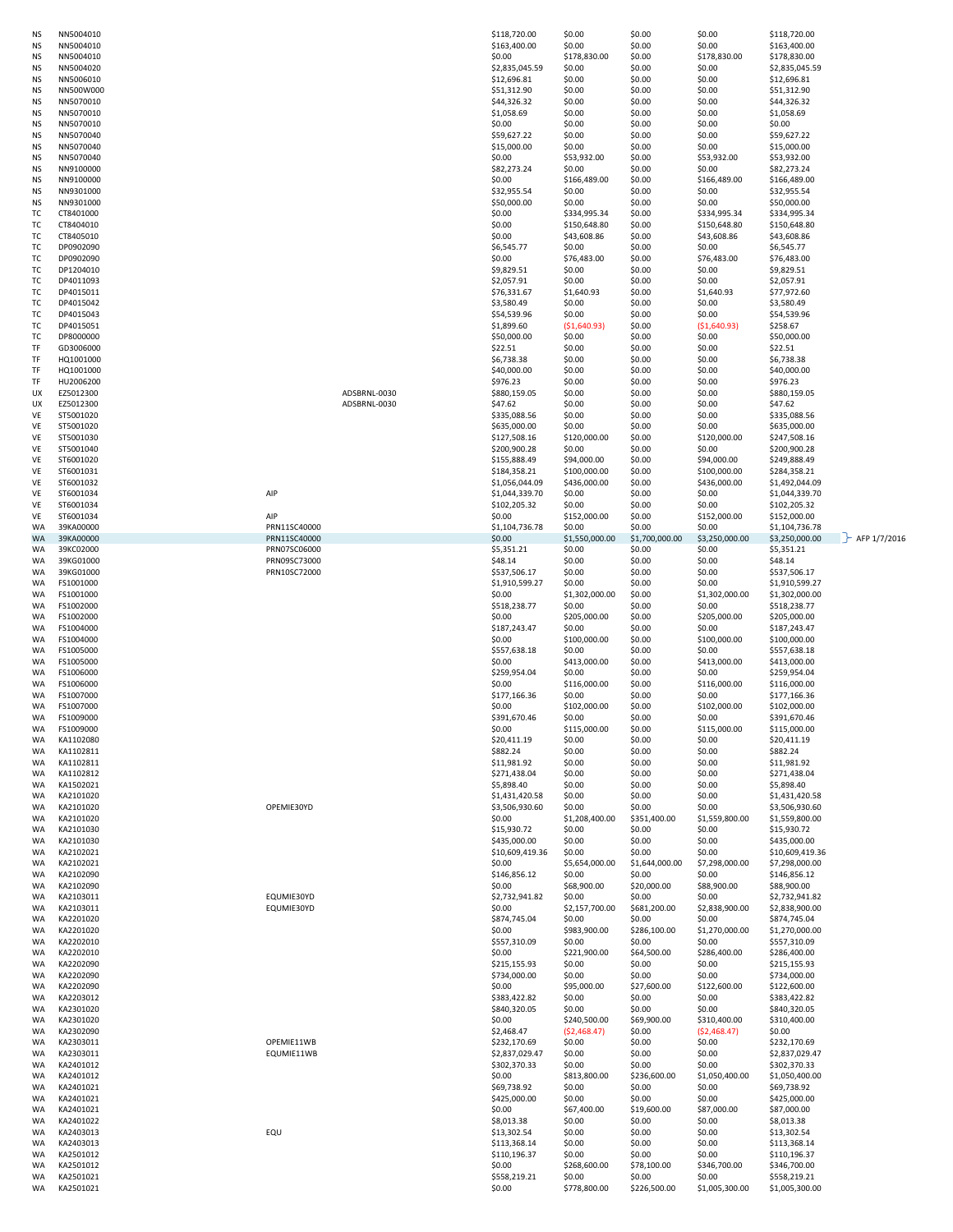| | | | | | | | | | |
|---|---|---|---|---|---|---|---|---|---|
| NS | NN5004010 | | | $118,720.00 | $0.00 | $0.00 | $0.00 | $118,720.00 | |
| NS | NN5004010 | | | $163,400.00 | $0.00 | $0.00 | $0.00 | $163,400.00 | |
| NS | NN5004010 | | | $0.00 | $178,830.00 | $0.00 | $178,830.00 | $178,830.00 | |
| NS | NN5004020 | | | $2,835,045.59 | $0.00 | $0.00 | $0.00 | $2,835,045.59 | |
| NS | NN5006010 | | | $12,696.81 | $0.00 | $0.00 | $0.00 | $12,696.81 | |
| NS | NN500W000 | | | $51,312.90 | $0.00 | $0.00 | $0.00 | $51,312.90 | |
| NS | NN5070010 | | | $44,326.32 | $0.00 | $0.00 | $0.00 | $44,326.32 | |
| NS | NN5070010 | | | $1,058.69 | $0.00 | $0.00 | $0.00 | $1,058.69 | |
| NS | NN5070010 | | | $0.00 | $0.00 | $0.00 | $0.00 | $0.00 | |
| NS | NN5070040 | | | $59,627.22 | $0.00 | $0.00 | $0.00 | $59,627.22 | |
| NS | NN5070040 | | | $15,000.00 | $0.00 | $0.00 | $0.00 | $15,000.00 | |
| NS | NN5070040 | | | $0.00 | $53,932.00 | $0.00 | $53,932.00 | $53,932.00 | |
| NS | NN9100000 | | | $82,273.24 | $0.00 | $0.00 | $0.00 | $82,273.24 | |
| NS | NN9100000 | | | $0.00 | $166,489.00 | $0.00 | $166,489.00 | $166,489.00 | |
| NS | NN9301000 | | | $32,955.54 | $0.00 | $0.00 | $0.00 | $32,955.54 | |
| NS | NN9301000 | | | $50,000.00 | $0.00 | $0.00 | $0.00 | $50,000.00 | |
| TC | CT8401000 | | | $0.00 | $334,995.34 | $0.00 | $334,995.34 | $334,995.34 | |
| TC | CT8404010 | | | $0.00 | $150,648.80 | $0.00 | $150,648.80 | $150,648.80 | |
| TC | CT8405010 | | | $0.00 | $43,608.86 | $0.00 | $43,608.86 | $43,608.86 | |
| TC | DP0902090 | | | $6,545.77 | $0.00 | $0.00 | $0.00 | $6,545.77 | |
| TC | DP0902090 | | | $0.00 | $76,483.00 | $0.00 | $76,483.00 | $76,483.00 | |
| TC | DP1204010 | | | $9,829.51 | $0.00 | $0.00 | $0.00 | $9,829.51 | |
| TC | DP4011093 | | | $2,057.91 | $0.00 | $0.00 | $0.00 | $2,057.91 | |
| TC | DP4015011 | | | $76,331.67 | $1,640.93 | $0.00 | $1,640.93 | $77,972.60 | |
| TC | DP4015042 | | | $3,580.49 | $0.00 | $0.00 | $0.00 | $3,580.49 | |
| TC | DP4015043 | | | $54,539.96 | $0.00 | $0.00 | $0.00 | $54,539.96 | |
| TC | DP4015051 | | | $1,899.60 | ($1,640.93) | $0.00 | ($1,640.93) | $258.67 | |
| TC | DP8000000 | | | $50,000.00 | $0.00 | $0.00 | $0.00 | $50,000.00 | |
| TF | GD3006000 | | | $22.51 | $0.00 | $0.00 | $0.00 | $22.51 | |
| TF | HQ1001000 | | | $6,738.38 | $0.00 | $0.00 | $0.00 | $6,738.38 | |
| TF | HQ1001000 | | | $40,000.00 | $0.00 | $0.00 | $0.00 | $40,000.00 | |
| TF | HU2006200 | | | $976.23 | $0.00 | $0.00 | $0.00 | $976.23 | |
| UX | EZ5012300 | | ADSBRNL-0030 | $880,159.05 | $0.00 | $0.00 | $0.00 | $880,159.05 | |
| UX | EZ5012300 | | ADSBRNL-0030 | $47.62 | $0.00 | $0.00 | $0.00 | $47.62 | |
| VE | ST5001020 | | | $335,088.56 | $0.00 | $0.00 | $0.00 | $335,088.56 | |
| VE | ST5001020 | | | $635,000.00 | $0.00 | $0.00 | $0.00 | $635,000.00 | |
| VE | ST5001030 | | | $127,508.16 | $120,000.00 | $0.00 | $120,000.00 | $247,508.16 | |
| VE | ST5001040 | | | $200,900.28 | $0.00 | $0.00 | $0.00 | $200,900.28 | |
| VE | ST6001020 | | | $155,888.49 | $94,000.00 | $0.00 | $94,000.00 | $249,888.49 | |
| VE | ST6001031 | | | $184,358.21 | $100,000.00 | $0.00 | $100,000.00 | $284,358.21 | |
| VE | ST6001032 | | | $1,056,044.09 | $436,000.00 | $0.00 | $436,000.00 | $1,492,044.09 | |
| VE | ST6001034 | AIP | | $1,044,339.70 | $0.00 | $0.00 | $0.00 | $1,044,339.70 | |
| VE | ST6001034 | | | $102,205.32 | $0.00 | $0.00 | $0.00 | $102,205.32 | |
| VE | ST6001034 | AIP | | $0.00 | $152,000.00 | $0.00 | $152,000.00 | $152,000.00 | |
| WA | 39KA00000 | PRN11SC40000 | | $1,104,736.78 | $0.00 | $0.00 | $0.00 | $1,104,736.78 | |
| WA | 39KA00000 | PRN11SC40000 | | $0.00 | $1,550,000.00 | $1,700,000.00 | $3,250,000.00 | $3,250,000.00 | AFP 1/7/2016 |
| WA | 39KC02000 | PRN07SC06000 | | $5,351.21 | $0.00 | $0.00 | $0.00 | $5,351.21 | |
| WA | 39KG01000 | PRN09SC73000 | | $48.14 | $0.00 | $0.00 | $0.00 | $48.14 | |
| WA | 39KG01000 | PRN10SC72000 | | $537,506.17 | $0.00 | $0.00 | $0.00 | $537,506.17 | |
| WA | FS1001000 | | | $1,910,599.27 | $0.00 | $0.00 | $0.00 | $1,910,599.27 | |
| WA | FS1001000 | | | $0.00 | $1,302,000.00 | $0.00 | $1,302,000.00 | $1,302,000.00 | |
| WA | FS1002000 | | | $518,238.77 | $0.00 | $0.00 | $0.00 | $518,238.77 | |
| WA | FS1002000 | | | $0.00 | $205,000.00 | $0.00 | $205,000.00 | $205,000.00 | |
| WA | FS1004000 | | | $187,243.47 | $0.00 | $0.00 | $0.00 | $187,243.47 | |
| WA | FS1004000 | | | $0.00 | $100,000.00 | $0.00 | $100,000.00 | $100,000.00 | |
| WA | FS1005000 | | | $557,638.18 | $0.00 | $0.00 | $0.00 | $557,638.18 | |
| WA | FS1005000 | | | $0.00 | $413,000.00 | $0.00 | $413,000.00 | $413,000.00 | |
| WA | FS1006000 | | | $259,954.04 | $0.00 | $0.00 | $0.00 | $259,954.04 | |
| WA | FS1006000 | | | $0.00 | $116,000.00 | $0.00 | $116,000.00 | $116,000.00 | |
| WA | FS1007000 | | | $177,166.36 | $0.00 | $0.00 | $0.00 | $177,166.36 | |
| WA | FS1007000 | | | $0.00 | $102,000.00 | $0.00 | $102,000.00 | $102,000.00 | |
| WA | FS1009000 | | | $391,670.46 | $0.00 | $0.00 | $0.00 | $391,670.46 | |
| WA | FS1009000 | | | $0.00 | $115,000.00 | $0.00 | $115,000.00 | $115,000.00 | |
| WA | KA1102080 | | | $20,411.19 | $0.00 | $0.00 | $0.00 | $20,411.19 | |
| WA | KA1102811 | | | $882.24 | $0.00 | $0.00 | $0.00 | $882.24 | |
| WA | KA1102811 | | | $11,981.92 | $0.00 | $0.00 | $0.00 | $11,981.92 | |
| WA | KA1102812 | | | $271,438.04 | $0.00 | $0.00 | $0.00 | $271,438.04 | |
| WA | KA1502021 | | | $5,898.40 | $0.00 | $0.00 | $0.00 | $5,898.40 | |
| WA | KA2101020 | | | $1,431,420.58 | $0.00 | $0.00 | $0.00 | $1,431,420.58 | |
| WA | KA2101020 | OPEMIE30YD | | $3,506,930.60 | $0.00 | $0.00 | $0.00 | $3,506,930.60 | |
| WA | KA2101020 | | | $0.00 | $1,208,400.00 | $351,400.00 | $1,559,800.00 | $1,559,800.00 | |
| WA | KA2101030 | | | $15,930.72 | $0.00 | $0.00 | $0.00 | $15,930.72 | |
| WA | KA2101030 | | | $435,000.00 | $0.00 | $0.00 | $0.00 | $435,000.00 | |
| WA | KA2102021 | | | $10,609,419.36 | $0.00 | $0.00 | $0.00 | $10,609,419.36 | |
| WA | KA2102021 | | | $0.00 | $5,654,000.00 | $1,644,000.00 | $7,298,000.00 | $7,298,000.00 | |
| WA | KA2102090 | | | $146,856.12 | $0.00 | $0.00 | $0.00 | $146,856.12 | |
| WA | KA2102090 | | | $0.00 | $68,900.00 | $20,000.00 | $88,900.00 | $88,900.00 | |
| WA | KA2103011 | EQUMIE30YD | | $2,732,941.82 | $0.00 | $0.00 | $0.00 | $2,732,941.82 | |
| WA | KA2103011 | EQUMIE30YD | | $0.00 | $2,157,700.00 | $681,200.00 | $2,838,900.00 | $2,838,900.00 | |
| WA | KA2201020 | | | $874,745.04 | $0.00 | $0.00 | $0.00 | $874,745.04 | |
| WA | KA2201020 | | | $0.00 | $983,900.00 | $286,100.00 | $1,270,000.00 | $1,270,000.00 | |
| WA | KA2202010 | | | $557,310.09 | $0.00 | $0.00 | $0.00 | $557,310.09 | |
| WA | KA2202010 | | | $0.00 | $221,900.00 | $64,500.00 | $286,400.00 | $286,400.00 | |
| WA | KA2202090 | | | $215,155.93 | $0.00 | $0.00 | $0.00 | $215,155.93 | |
| WA | KA2202090 | | | $734,000.00 | $0.00 | $0.00 | $0.00 | $734,000.00 | |
| WA | KA2202090 | | | $0.00 | $95,000.00 | $27,600.00 | $122,600.00 | $122,600.00 | |
| WA | KA2203012 | | | $383,422.82 | $0.00 | $0.00 | $0.00 | $383,422.82 | |
| WA | KA2301020 | | | $840,320.05 | $0.00 | $0.00 | $0.00 | $840,320.05 | |
| WA | KA2301020 | | | $0.00 | $240,500.00 | $69,900.00 | $310,400.00 | $310,400.00 | |
| WA | KA2302090 | | | $2,468.47 | ($2,468.47) | $0.00 | ($2,468.47) | $0.00 | |
| WA | KA2303011 | OPEMIE11WB | | $232,170.69 | $0.00 | $0.00 | $0.00 | $232,170.69 | |
| WA | KA2303011 | EQUMIE11WB | | $2,837,029.47 | $0.00 | $0.00 | $0.00 | $2,837,029.47 | |
| WA | KA2401012 | | | $302,370.33 | $0.00 | $0.00 | $0.00 | $302,370.33 | |
| WA | KA2401012 | | | $0.00 | $813,800.00 | $236,600.00 | $1,050,400.00 | $1,050,400.00 | |
| WA | KA2401021 | | | $69,738.92 | $0.00 | $0.00 | $0.00 | $69,738.92 | |
| WA | KA2401021 | | | $425,000.00 | $0.00 | $0.00 | $0.00 | $425,000.00 | |
| WA | KA2401021 | | | $0.00 | $67,400.00 | $19,600.00 | $87,000.00 | $87,000.00 | |
| WA | KA2401022 | | | $8,013.38 | $0.00 | $0.00 | $0.00 | $8,013.38 | |
| WA | KA2403013 | EQU | | $13,302.54 | $0.00 | $0.00 | $0.00 | $13,302.54 | |
| WA | KA2403013 | | | $113,368.14 | $0.00 | $0.00 | $0.00 | $113,368.14 | |
| WA | KA2501012 | | | $110,196.37 | $0.00 | $0.00 | $0.00 | $110,196.37 | |
| WA | KA2501012 | | | $0.00 | $268,600.00 | $78,100.00 | $346,700.00 | $346,700.00 | |
| WA | KA2501021 | | | $558,219.21 | $0.00 | $0.00 | $0.00 | $558,219.21 | |
| WA | KA2501021 | | | $0.00 | $778,800.00 | $226,500.00 | $1,005,300.00 | $1,005,300.00 | |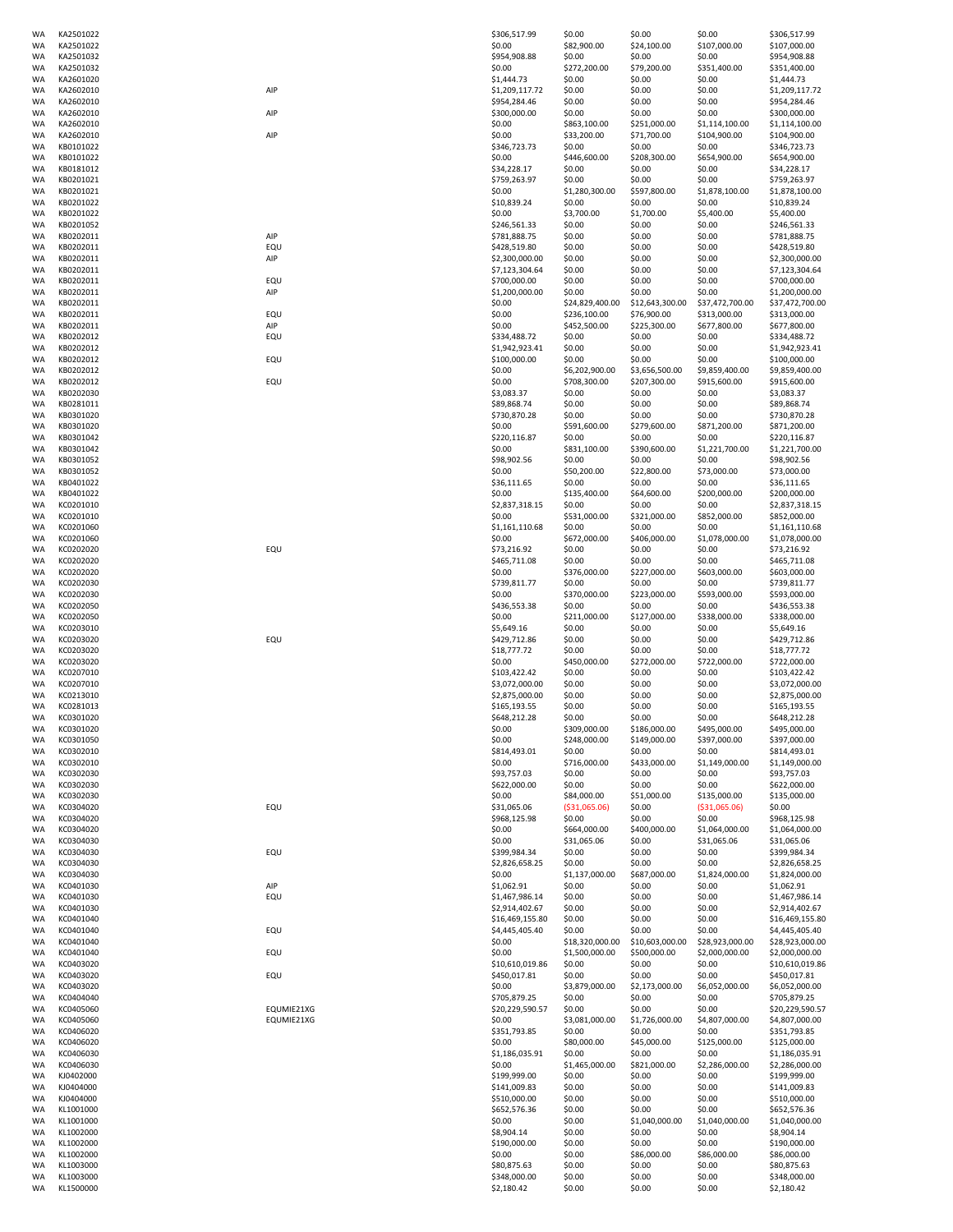| | | | | | | | |
|---|---|---|---|---|---|---|---|
| WA | KA2501022 | | $306,517.99 | $0.00 | $0.00 | $0.00 | $306,517.99 |
| WA | KA2501022 | | $0.00 | $82,900.00 | $24,100.00 | $107,000.00 | $107,000.00 |
| WA | KA2501032 | | $954,908.88 | $0.00 | $0.00 | $0.00 | $954,908.88 |
| WA | KA2501032 | | $0.00 | $272,200.00 | $79,200.00 | $351,400.00 | $351,400.00 |
| WA | KA2601020 | | $1,444.73 | $0.00 | $0.00 | $0.00 | $1,444.73 |
| WA | KA2602010 | AIP | $1,209,117.72 | $0.00 | $0.00 | $0.00 | $1,209,117.72 |
| WA | KA2602010 | | $954,284.46 | $0.00 | $0.00 | $0.00 | $954,284.46 |
| WA | KA2602010 | AIP | $300,000.00 | $0.00 | $0.00 | $0.00 | $300,000.00 |
| WA | KA2602010 | | $0.00 | $863,100.00 | $251,000.00 | $1,114,100.00 | $1,114,100.00 |
| WA | KA2602010 | AIP | $0.00 | $33,200.00 | $71,700.00 | $104,900.00 | $104,900.00 |
| WA | KB0101022 | | $346,723.73 | $0.00 | $0.00 | $0.00 | $346,723.73 |
| WA | KB0101022 | | $0.00 | $446,600.00 | $208,300.00 | $654,900.00 | $654,900.00 |
| WA | KB0181012 | | $34,228.17 | $0.00 | $0.00 | $0.00 | $34,228.17 |
| WA | KB0201021 | | $759,263.97 | $0.00 | $0.00 | $0.00 | $759,263.97 |
| WA | KB0201021 | | $0.00 | $1,280,300.00 | $597,800.00 | $1,878,100.00 | $1,878,100.00 |
| WA | KB0201022 | | $10,839.24 | $0.00 | $0.00 | $0.00 | $10,839.24 |
| WA | KB0201022 | | $0.00 | $3,700.00 | $1,700.00 | $5,400.00 | $5,400.00 |
| WA | KB0201052 | | $246,561.33 | $0.00 | $0.00 | $0.00 | $246,561.33 |
| WA | KB0202011 | AIP | $781,888.75 | $0.00 | $0.00 | $0.00 | $781,888.75 |
| WA | KB0202011 | EQU | $428,519.80 | $0.00 | $0.00 | $0.00 | $428,519.80 |
| WA | KB0202011 | AIP | $2,300,000.00 | $0.00 | $0.00 | $0.00 | $2,300,000.00 |
| WA | KB0202011 | | $7,123,304.64 | $0.00 | $0.00 | $0.00 | $7,123,304.64 |
| WA | KB0202011 | EQU | $700,000.00 | $0.00 | $0.00 | $0.00 | $700,000.00 |
| WA | KB0202011 | AIP | $1,200,000.00 | $0.00 | $0.00 | $0.00 | $1,200,000.00 |
| WA | KB0202011 | | $0.00 | $24,829,400.00 | $12,643,300.00 | $37,472,700.00 | $37,472,700.00 |
| WA | KB0202011 | EQU | $0.00 | $236,100.00 | $76,900.00 | $313,000.00 | $313,000.00 |
| WA | KB0202011 | AIP | $0.00 | $452,500.00 | $225,300.00 | $677,800.00 | $677,800.00 |
| WA | KB0202012 | EQU | $334,488.72 | $0.00 | $0.00 | $0.00 | $334,488.72 |
| WA | KB0202012 | | $1,942,923.41 | $0.00 | $0.00 | $0.00 | $1,942,923.41 |
| WA | KB0202012 | EQU | $100,000.00 | $0.00 | $0.00 | $0.00 | $100,000.00 |
| WA | KB0202012 | | $0.00 | $6,202,900.00 | $3,656,500.00 | $9,859,400.00 | $9,859,400.00 |
| WA | KB0202012 | EQU | $0.00 | $708,300.00 | $207,300.00 | $915,600.00 | $915,600.00 |
| WA | KB0202030 | | $3,083.37 | $0.00 | $0.00 | $0.00 | $3,083.37 |
| WA | KB0281011 | | $89,868.74 | $0.00 | $0.00 | $0.00 | $89,868.74 |
| WA | KB0301020 | | $730,870.28 | $0.00 | $0.00 | $0.00 | $730,870.28 |
| WA | KB0301020 | | $0.00 | $591,600.00 | $279,600.00 | $871,200.00 | $871,200.00 |
| WA | KB0301042 | | $220,116.87 | $0.00 | $0.00 | $0.00 | $220,116.87 |
| WA | KB0301042 | | $0.00 | $831,100.00 | $390,600.00 | $1,221,700.00 | $1,221,700.00 |
| WA | KB0301052 | | $98,902.56 | $0.00 | $0.00 | $0.00 | $98,902.56 |
| WA | KB0301052 | | $0.00 | $50,200.00 | $22,800.00 | $73,000.00 | $73,000.00 |
| WA | KB0401022 | | $36,111.65 | $0.00 | $0.00 | $0.00 | $36,111.65 |
| WA | KB0401022 | | $0.00 | $135,400.00 | $64,600.00 | $200,000.00 | $200,000.00 |
| WA | KC0201010 | | $2,837,318.15 | $0.00 | $0.00 | $0.00 | $2,837,318.15 |
| WA | KC0201010 | | $0.00 | $531,000.00 | $321,000.00 | $852,000.00 | $852,000.00 |
| WA | KC0201060 | | $1,161,110.68 | $0.00 | $0.00 | $0.00 | $1,161,110.68 |
| WA | KC0201060 | | $0.00 | $672,000.00 | $406,000.00 | $1,078,000.00 | $1,078,000.00 |
| WA | KC0202020 | EQU | $73,216.92 | $0.00 | $0.00 | $0.00 | $73,216.92 |
| WA | KC0202020 | | $465,711.08 | $0.00 | $0.00 | $0.00 | $465,711.08 |
| WA | KC0202020 | | $0.00 | $376,000.00 | $227,000.00 | $603,000.00 | $603,000.00 |
| WA | KC0202030 | | $739,811.77 | $0.00 | $0.00 | $0.00 | $739,811.77 |
| WA | KC0202030 | | $0.00 | $370,000.00 | $223,000.00 | $593,000.00 | $593,000.00 |
| WA | KC0202050 | | $436,553.38 | $0.00 | $0.00 | $0.00 | $436,553.38 |
| WA | KC0202050 | | $0.00 | $211,000.00 | $127,000.00 | $338,000.00 | $338,000.00 |
| WA | KC0203010 | | $5,649.16 | $0.00 | $0.00 | $0.00 | $5,649.16 |
| WA | KC0203020 | EQU | $429,712.86 | $0.00 | $0.00 | $0.00 | $429,712.86 |
| WA | KC0203020 | | $18,777.72 | $0.00 | $0.00 | $0.00 | $18,777.72 |
| WA | KC0203020 | | $0.00 | $450,000.00 | $272,000.00 | $722,000.00 | $722,000.00 |
| WA | KC0207010 | | $103,422.42 | $0.00 | $0.00 | $0.00 | $103,422.42 |
| WA | KC0207010 | | $3,072,000.00 | $0.00 | $0.00 | $0.00 | $3,072,000.00 |
| WA | KC0213010 | | $2,875,000.00 | $0.00 | $0.00 | $0.00 | $2,875,000.00 |
| WA | KC0281013 | | $165,193.55 | $0.00 | $0.00 | $0.00 | $165,193.55 |
| WA | KC0301020 | | $648,212.28 | $0.00 | $0.00 | $0.00 | $648,212.28 |
| WA | KC0301020 | | $0.00 | $309,000.00 | $186,000.00 | $495,000.00 | $495,000.00 |
| WA | KC0301050 | | $0.00 | $248,000.00 | $149,000.00 | $397,000.00 | $397,000.00 |
| WA | KC0302010 | | $814,493.01 | $0.00 | $0.00 | $0.00 | $814,493.01 |
| WA | KC0302010 | | $0.00 | $716,000.00 | $433,000.00 | $1,149,000.00 | $1,149,000.00 |
| WA | KC0302030 | | $93,757.03 | $0.00 | $0.00 | $0.00 | $93,757.03 |
| WA | KC0302030 | | $622,000.00 | $0.00 | $0.00 | $0.00 | $622,000.00 |
| WA | KC0302030 | | $0.00 | $84,000.00 | $51,000.00 | $135,000.00 | $135,000.00 |
| WA | KC0304020 | EQU | $31,065.06 | ($31,065.06) | $0.00 | ($31,065.06) | $0.00 |
| WA | KC0304020 | | $968,125.98 | $0.00 | $0.00 | $0.00 | $968,125.98 |
| WA | KC0304020 | | $0.00 | $664,000.00 | $400,000.00 | $1,064,000.00 | $1,064,000.00 |
| WA | KC0304030 | | $0.00 | $31,065.06 | $0.00 | $31,065.06 | $31,065.06 |
| WA | KC0304030 | EQU | $399,984.34 | $0.00 | $0.00 | $0.00 | $399,984.34 |
| WA | KC0304030 | | $2,826,658.25 | $0.00 | $0.00 | $0.00 | $2,826,658.25 |
| WA | KC0304030 | | $0.00 | $1,137,000.00 | $687,000.00 | $1,824,000.00 | $1,824,000.00 |
| WA | KC0401030 | AIP | $1,062.91 | $0.00 | $0.00 | $0.00 | $1,062.91 |
| WA | KC0401030 | EQU | $1,467,986.14 | $0.00 | $0.00 | $0.00 | $1,467,986.14 |
| WA | KC0401030 | | $2,914,402.67 | $0.00 | $0.00 | $0.00 | $2,914,402.67 |
| WA | KC0401040 | | $16,469,155.80 | $0.00 | $0.00 | $0.00 | $16,469,155.80 |
| WA | KC0401040 | EQU | $4,445,405.40 | $0.00 | $0.00 | $0.00 | $4,445,405.40 |
| WA | KC0401040 | | $0.00 | $18,320,000.00 | $10,603,000.00 | $28,923,000.00 | $28,923,000.00 |
| WA | KC0401040 | EQU | $0.00 | $1,500,000.00 | $500,000.00 | $2,000,000.00 | $2,000,000.00 |
| WA | KC0403020 | | $10,610,019.86 | $0.00 | $0.00 | $0.00 | $10,610,019.86 |
| WA | KC0403020 | EQU | $450,017.81 | $0.00 | $0.00 | $0.00 | $450,017.81 |
| WA | KC0403020 | | $0.00 | $3,879,000.00 | $2,173,000.00 | $6,052,000.00 | $6,052,000.00 |
| WA | KC0404040 | | $705,879.25 | $0.00 | $0.00 | $0.00 | $705,879.25 |
| WA | KC0405060 | EQUMIE21XG | $20,229,590.57 | $0.00 | $0.00 | $0.00 | $20,229,590.57 |
| WA | KC0405060 | EQUMIE21XG | $0.00 | $3,081,000.00 | $1,726,000.00 | $4,807,000.00 | $4,807,000.00 |
| WA | KC0406020 | | $351,793.85 | $0.00 | $0.00 | $0.00 | $351,793.85 |
| WA | KC0406020 | | $0.00 | $80,000.00 | $45,000.00 | $125,000.00 | $125,000.00 |
| WA | KC0406030 | | $1,186,035.91 | $0.00 | $0.00 | $0.00 | $1,186,035.91 |
| WA | KC0406030 | | $0.00 | $1,465,000.00 | $821,000.00 | $2,286,000.00 | $2,286,000.00 |
| WA | KJ0402000 | | $199,999.00 | $0.00 | $0.00 | $0.00 | $199,999.00 |
| WA | KJ0404000 | | $141,009.83 | $0.00 | $0.00 | $0.00 | $141,009.83 |
| WA | KJ0404000 | | $510,000.00 | $0.00 | $0.00 | $0.00 | $510,000.00 |
| WA | KL1001000 | | $652,576.36 | $0.00 | $0.00 | $0.00 | $652,576.36 |
| WA | KL1001000 | | $0.00 | $0.00 | $1,040,000.00 | $1,040,000.00 | $1,040,000.00 |
| WA | KL1002000 | | $8,904.14 | $0.00 | $0.00 | $0.00 | $8,904.14 |
| WA | KL1002000 | | $190,000.00 | $0.00 | $0.00 | $0.00 | $190,000.00 |
| WA | KL1002000 | | $0.00 | $0.00 | $86,000.00 | $86,000.00 | $86,000.00 |
| WA | KL1003000 | | $80,875.63 | $0.00 | $0.00 | $0.00 | $80,875.63 |
| WA | KL1003000 | | $348,000.00 | $0.00 | $0.00 | $0.00 | $348,000.00 |
| WA | KL1500000 | | $2,180.42 | $0.00 | $0.00 | $0.00 | $2,180.42 |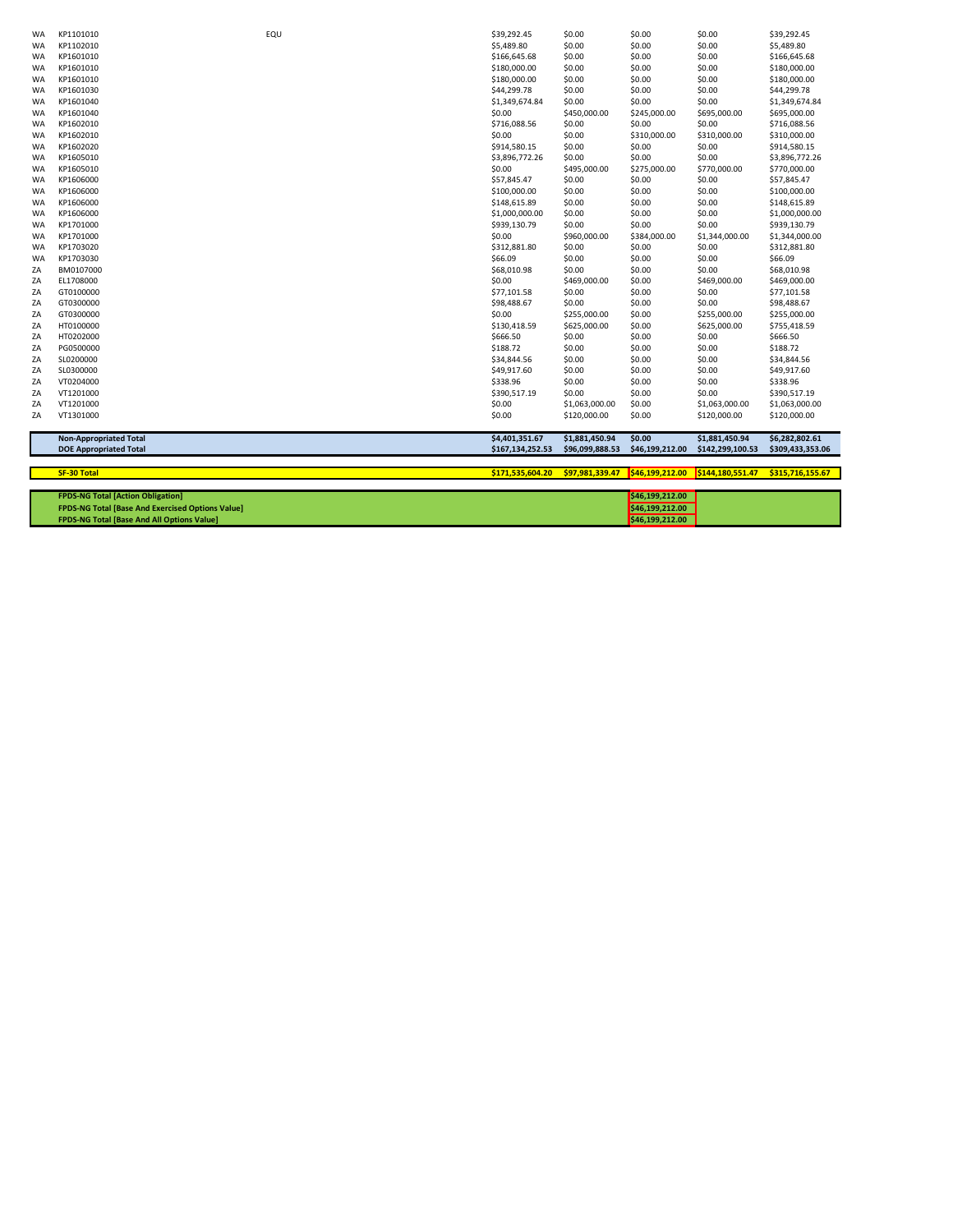| | | | | | | | |
|---|---|---|---|---|---|---|---|
| WA | KP1101010 | EQU | $39,292.45 | $0.00 | $0.00 | $0.00 | $39,292.45 |
| WA | KP1102010 | | $5,489.80 | $0.00 | $0.00 | $0.00 | $5,489.80 |
| WA | KP1601010 | | $166,645.68 | $0.00 | $0.00 | $0.00 | $166,645.68 |
| WA | KP1601010 | | $180,000.00 | $0.00 | $0.00 | $0.00 | $180,000.00 |
| WA | KP1601010 | | $180,000.00 | $0.00 | $0.00 | $0.00 | $180,000.00 |
| WA | KP1601030 | | $44,299.78 | $0.00 | $0.00 | $0.00 | $44,299.78 |
| WA | KP1601040 | | $1,349,674.84 | $0.00 | $0.00 | $0.00 | $1,349,674.84 |
| WA | KP1601040 | | $0.00 | $450,000.00 | $245,000.00 | $695,000.00 | $695,000.00 |
| WA | KP1602010 | | $716,088.56 | $0.00 | $0.00 | $0.00 | $716,088.56 |
| WA | KP1602010 | | $0.00 | $0.00 | $310,000.00 | $310,000.00 | $310,000.00 |
| WA | KP1602020 | | $914,580.15 | $0.00 | $0.00 | $0.00 | $914,580.15 |
| WA | KP1605010 | | $3,896,772.26 | $0.00 | $0.00 | $0.00 | $3,896,772.26 |
| WA | KP1605010 | | $0.00 | $495,000.00 | $275,000.00 | $770,000.00 | $770,000.00 |
| WA | KP1606000 | | $57,845.47 | $0.00 | $0.00 | $0.00 | $57,845.47 |
| WA | KP1606000 | | $100,000.00 | $0.00 | $0.00 | $0.00 | $100,000.00 |
| WA | KP1606000 | | $148,615.89 | $0.00 | $0.00 | $0.00 | $148,615.89 |
| WA | KP1606000 | | $1,000,000.00 | $0.00 | $0.00 | $0.00 | $1,000,000.00 |
| WA | KP1701000 | | $939,130.79 | $0.00 | $0.00 | $0.00 | $939,130.79 |
| WA | KP1701000 | | $0.00 | $960,000.00 | $384,000.00 | $1,344,000.00 | $1,344,000.00 |
| WA | KP1703020 | | $312,881.80 | $0.00 | $0.00 | $0.00 | $312,881.80 |
| WA | KP1703030 | | $66.09 | $0.00 | $0.00 | $0.00 | $66.09 |
| ZA | BM0107000 | | $68,010.98 | $0.00 | $0.00 | $0.00 | $68,010.98 |
| ZA | EL1708000 | | $0.00 | $469,000.00 | $0.00 | $469,000.00 | $469,000.00 |
| ZA | GT0100000 | | $77,101.58 | $0.00 | $0.00 | $0.00 | $77,101.58 |
| ZA | GT0300000 | | $98,488.67 | $0.00 | $0.00 | $0.00 | $98,488.67 |
| ZA | GT0300000 | | $0.00 | $255,000.00 | $0.00 | $255,000.00 | $255,000.00 |
| ZA | HT0100000 | | $130,418.59 | $625,000.00 | $0.00 | $625,000.00 | $755,418.59 |
| ZA | HT0202000 | | $666.50 | $0.00 | $0.00 | $0.00 | $666.50 |
| ZA | PG0500000 | | $188.72 | $0.00 | $0.00 | $0.00 | $188.72 |
| ZA | SL0200000 | | $34,844.56 | $0.00 | $0.00 | $0.00 | $34,844.56 |
| ZA | SL0300000 | | $49,917.60 | $0.00 | $0.00 | $0.00 | $49,917.60 |
| ZA | VT0204000 | | $338.96 | $0.00 | $0.00 | $0.00 | $338.96 |
| ZA | VT1201000 | | $390,517.19 | $0.00 | $0.00 | $0.00 | $390,517.19 |
| ZA | VT1201000 | | $0.00 | $1,063,000.00 | $0.00 | $1,063,000.00 | $1,063,000.00 |
| ZA | VT1301000 | | $0.00 | $120,000.00 | $0.00 | $120,000.00 | $120,000.00 |

| | | | | | | |
|---|---|---|---|---|---|---|
| **Non-Appropriated Total** | | **$4,401,351.67** | **$1,881,450.94** | **$0.00** | **$1,881,450.94** | **$6,282,802.61** |
| **DOE Appropriated Total** | | **$167,134,252.53** | **$96,099,888.53** | **$46,199,212.00** | **$142,299,100.53** | **$309,433,353.06** |
| **SF-30 Total** | | **$171,535,604.20** | **$97,981,339.47** | **$46,199,212.00** | **$144,180,551.47** | **$315,716,155.67** |
| **FPDS-NG Total [Action Obligation]** | | | | **$46,199,212.00** | | |
| **FPDS-NG Total [Base And Exercised Options Value]** | | | | **$46,199,212.00** | | |
| **FPDS-NG Total [Base And All Options Value]** | | | | **$46,199,212.00** | | |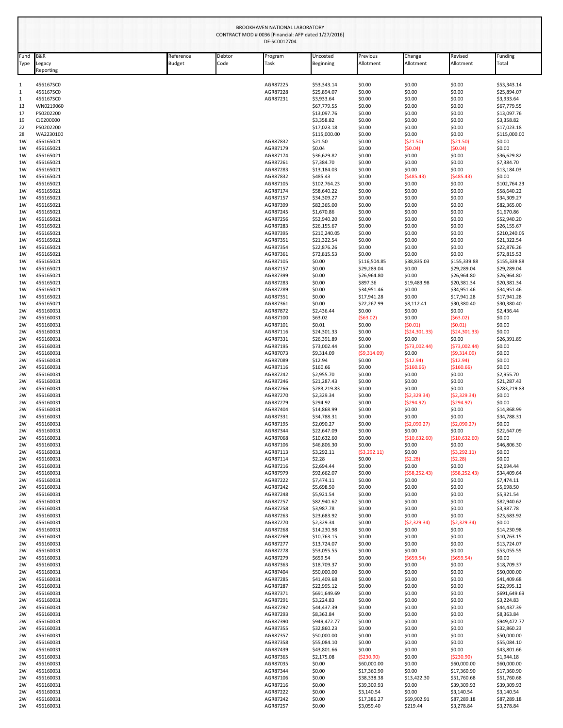BROOKHAVEN NATIONAL LABORATORY
CONTRACT MOD # 0036 [Financial: AFP dated 1/27/2016]
DE-SC0012704

| Fund Type | B&R Legacy Reporting | Reference Budget | Debtor Code | Program Task | Uncosted Beginning | Previous Allotment | Change Allotment | Revised Allotment | Funding Total |
|---|---|---|---|---|---|---|---|---|---|
| 1 | 456167SC0 | | | AGR87225 | $53,343.14 | $0.00 | $0.00 | $0.00 | $53,343.14 |
| 1 | 456167SC0 | | | AGR87228 | $25,894.07 | $0.00 | $0.00 | $0.00 | $25,894.07 |
| 1 | 456167SC0 | | | AGR87231 | $3,933.64 | $0.00 | $0.00 | $0.00 | $3,933.64 |
| 13 | WN0219060 | | | | $67,779.55 | $0.00 | $0.00 | $0.00 | $67,779.55 |
| 17 | PS0202200 | | | | $13,097.76 | $0.00 | $0.00 | $0.00 | $13,097.76 |
| 19 | CJ0200000 | | | | $3,358.82 | $0.00 | $0.00 | $0.00 | $3,358.82 |
| 22 | PS0202200 | | | | $17,023.18 | $0.00 | $0.00 | $0.00 | $17,023.18 |
| 28 | WA2230100 | | | | $115,000.00 | $0.00 | $0.00 | $0.00 | $115,000.00 |
| 1W | 456165021 | | | AGR87832 | $21.50 | $0.00 | ($21.50) | ($21.50) | $0.00 |
| 1W | 456165021 | | | AGR87179 | $0.04 | $0.00 | ($0.04) | ($0.04) | $0.00 |
| 1W | 456165021 | | | AGR87174 | $36,629.82 | $0.00 | $0.00 | $0.00 | $36,629.82 |
| 1W | 456165021 | | | AGR87261 | $7,384.70 | $0.00 | $0.00 | $0.00 | $7,384.70 |
| 1W | 456165021 | | | AGR87283 | $13,184.03 | $0.00 | $0.00 | $0.00 | $13,184.03 |
| 1W | 456165021 | | | AGR87832 | $485.43 | $0.00 | ($485.43) | ($485.43) | $0.00 |
| 1W | 456165021 | | | AGR87105 | $102,764.23 | $0.00 | $0.00 | $0.00 | $102,764.23 |
| 1W | 456165021 | | | AGR87174 | $58,640.22 | $0.00 | $0.00 | $0.00 | $58,640.22 |
| 1W | 456165021 | | | AGR87157 | $34,309.27 | $0.00 | $0.00 | $0.00 | $34,309.27 |
| 1W | 456165021 | | | AGR87399 | $82,365.00 | $0.00 | $0.00 | $0.00 | $82,365.00 |
| 1W | 456165021 | | | AGR87245 | $1,670.86 | $0.00 | $0.00 | $0.00 | $1,670.86 |
| 1W | 456165021 | | | AGR87256 | $52,940.20 | $0.00 | $0.00 | $0.00 | $52,940.20 |
| 1W | 456165021 | | | AGR87283 | $26,155.67 | $0.00 | $0.00 | $0.00 | $26,155.67 |
| 1W | 456165021 | | | AGR87395 | $210,240.05 | $0.00 | $0.00 | $0.00 | $210,240.05 |
| 1W | 456165021 | | | AGR87351 | $21,322.54 | $0.00 | $0.00 | $0.00 | $21,322.54 |
| 1W | 456165021 | | | AGR87354 | $22,876.26 | $0.00 | $0.00 | $0.00 | $22,876.26 |
| 1W | 456165021 | | | AGR87361 | $72,815.53 | $0.00 | $0.00 | $0.00 | $72,815.53 |
| 1W | 456165021 | | | AGR87105 | $0.00 | $116,504.85 | $38,835.03 | $155,339.88 | $155,339.88 |
| 1W | 456165021 | | | AGR87157 | $0.00 | $29,289.04 | $0.00 | $29,289.04 | $29,289.04 |
| 1W | 456165021 | | | AGR87399 | $0.00 | $26,964.80 | $0.00 | $26,964.80 | $26,964.80 |
| 1W | 456165021 | | | AGR87283 | $0.00 | $897.36 | $19,483.98 | $20,381.34 | $20,381.34 |
| 1W | 456165021 | | | AGR87289 | $0.00 | $34,951.46 | $0.00 | $34,951.46 | $34,951.46 |
| 1W | 456165021 | | | AGR87351 | $0.00 | $17,941.28 | $0.00 | $17,941.28 | $17,941.28 |
| 1W | 456165021 | | | AGR87361 | $0.00 | $22,267.99 | $8,112.41 | $30,380.40 | $30,380.40 |
| 2W | 456160031 | | | AGR87872 | $2,436.44 | $0.00 | $0.00 | $0.00 | $2,436.44 |
| 2W | 456160031 | | | AGR87100 | $63.02 | ($63.02) | $0.00 | ($63.02) | $0.00 |
| 2W | 456160031 | | | AGR87101 | $0.01 | $0.00 | ($0.01) | ($0.01) | $0.00 |
| 2W | 456160031 | | | AGR87116 | $24,301.33 | $0.00 | ($24,301.33) | ($24,301.33) | $0.00 |
| 2W | 456160031 | | | AGR87331 | $26,391.89 | $0.00 | $0.00 | $0.00 | $26,391.89 |
| 2W | 456160031 | | | AGR87195 | $73,002.44 | $0.00 | ($73,002.44) | ($73,002.44) | $0.00 |
| 2W | 456160031 | | | AGR87073 | $9,314.09 | ($9,314.09) | $0.00 | ($9,314.09) | $0.00 |
| 2W | 456160031 | | | AGR87089 | $12.94 | $0.00 | ($12.94) | ($12.94) | $0.00 |
| 2W | 456160031 | | | AGR87116 | $160.66 | $0.00 | ($160.66) | ($160.66) | $0.00 |
| 2W | 456160031 | | | AGR87242 | $2,955.70 | $0.00 | $0.00 | $0.00 | $2,955.70 |
| 2W | 456160031 | | | AGR87246 | $21,287.43 | $0.00 | $0.00 | $0.00 | $21,287.43 |
| 2W | 456160031 | | | AGR87266 | $283,219.83 | $0.00 | $0.00 | $0.00 | $283,219.83 |
| 2W | 456160031 | | | AGR87270 | $2,329.34 | $0.00 | ($2,329.34) | ($2,329.34) | $0.00 |
| 2W | 456160031 | | | AGR87279 | $294.92 | $0.00 | ($294.92) | ($294.92) | $0.00 |
| 2W | 456160031 | | | AGR87404 | $14,868.99 | $0.00 | $0.00 | $0.00 | $14,868.99 |
| 2W | 456160031 | | | AGR87331 | $34,788.31 | $0.00 | $0.00 | $0.00 | $34,788.31 |
| 2W | 456160031 | | | AGR87195 | $2,090.27 | $0.00 | ($2,090.27) | ($2,090.27) | $0.00 |
| 2W | 456160031 | | | AGR87344 | $22,647.09 | $0.00 | $0.00 | $0.00 | $22,647.09 |
| 2W | 456160031 | | | AGR87068 | $10,632.60 | $0.00 | ($10,632.60) | ($10,632.60) | $0.00 |
| 2W | 456160031 | | | AGR87106 | $46,806.30 | $0.00 | $0.00 | $0.00 | $46,806.30 |
| 2W | 456160031 | | | AGR87113 | $3,292.11 | ($3,292.11) | $0.00 | ($3,292.11) | $0.00 |
| 2W | 456160031 | | | AGR87114 | $2.28 | $0.00 | ($2.28) | ($2.28) | $0.00 |
| 2W | 456160031 | | | AGR87216 | $2,694.44 | $0.00 | $0.00 | $0.00 | $2,694.44 |
| 2W | 456160031 | | | AGR87979 | $92,662.07 | $0.00 | ($58,252.43) | ($58,252.43) | $34,409.64 |
| 2W | 456160031 | | | AGR87222 | $7,474.11 | $0.00 | $0.00 | $0.00 | $7,474.11 |
| 2W | 456160031 | | | AGR87242 | $5,698.50 | $0.00 | $0.00 | $0.00 | $5,698.50 |
| 2W | 456160031 | | | AGR87248 | $5,921.54 | $0.00 | $0.00 | $0.00 | $5,921.54 |
| 2W | 456160031 | | | AGR87257 | $82,940.62 | $0.00 | $0.00 | $0.00 | $82,940.62 |
| 2W | 456160031 | | | AGR87258 | $3,987.78 | $0.00 | $0.00 | $0.00 | $3,987.78 |
| 2W | 456160031 | | | AGR87263 | $23,683.92 | $0.00 | $0.00 | $0.00 | $23,683.92 |
| 2W | 456160031 | | | AGR87270 | $2,329.34 | $0.00 | ($2,329.34) | ($2,329.34) | $0.00 |
| 2W | 456160031 | | | AGR87268 | $14,230.98 | $0.00 | $0.00 | $0.00 | $14,230.98 |
| 2W | 456160031 | | | AGR87269 | $10,763.15 | $0.00 | $0.00 | $0.00 | $10,763.15 |
| 2W | 456160031 | | | AGR87277 | $13,724.07 | $0.00 | $0.00 | $0.00 | $13,724.07 |
| 2W | 456160031 | | | AGR87278 | $53,055.55 | $0.00 | $0.00 | $0.00 | $53,055.55 |
| 2W | 456160031 | | | AGR87279 | $659.54 | $0.00 | ($659.54) | ($659.54) | $0.00 |
| 2W | 456160031 | | | AGR87363 | $18,709.37 | $0.00 | $0.00 | $0.00 | $18,709.37 |
| 2W | 456160031 | | | AGR87404 | $50,000.00 | $0.00 | $0.00 | $0.00 | $50,000.00 |
| 2W | 456160031 | | | AGR87285 | $41,409.68 | $0.00 | $0.00 | $0.00 | $41,409.68 |
| 2W | 456160031 | | | AGR87287 | $22,995.12 | $0.00 | $0.00 | $0.00 | $22,995.12 |
| 2W | 456160031 | | | AGR87371 | $691,649.69 | $0.00 | $0.00 | $0.00 | $691,649.69 |
| 2W | 456160031 | | | AGR87291 | $3,224.83 | $0.00 | $0.00 | $0.00 | $3,224.83 |
| 2W | 456160031 | | | AGR87292 | $44,437.39 | $0.00 | $0.00 | $0.00 | $44,437.39 |
| 2W | 456160031 | | | AGR87293 | $8,363.84 | $0.00 | $0.00 | $0.00 | $8,363.84 |
| 2W | 456160031 | | | AGR87390 | $949,472.77 | $0.00 | $0.00 | $0.00 | $949,472.77 |
| 2W | 456160031 | | | AGR87355 | $32,860.23 | $0.00 | $0.00 | $0.00 | $32,860.23 |
| 2W | 456160031 | | | AGR87357 | $50,000.00 | $0.00 | $0.00 | $0.00 | $50,000.00 |
| 2W | 456160031 | | | AGR87358 | $55,084.10 | $0.00 | $0.00 | $0.00 | $55,084.10 |
| 2W | 456160031 | | | AGR87439 | $43,801.66 | $0.00 | $0.00 | $0.00 | $43,801.66 |
| 2W | 456160031 | | | AGR87365 | $2,175.08 | ($230.90) | $0.00 | ($230.90) | $1,944.18 |
| 2W | 456160031 | | | AGR87035 | $0.00 | $60,000.00 | $0.00 | $60,000.00 | $60,000.00 |
| 2W | 456160031 | | | AGR87344 | $0.00 | $17,360.90 | $0.00 | $17,360.90 | $17,360.90 |
| 2W | 456160031 | | | AGR87106 | $0.00 | $38,338.38 | $13,422.30 | $51,760.68 | $51,760.68 |
| 2W | 456160031 | | | AGR87216 | $0.00 | $39,309.93 | $0.00 | $39,309.93 | $39,309.93 |
| 2W | 456160031 | | | AGR87222 | $0.00 | $3,140.54 | $0.00 | $3,140.54 | $3,140.54 |
| 2W | 456160031 | | | AGR87242 | $0.00 | $17,386.27 | $69,902.91 | $87,289.18 | $87,289.18 |
| 2W | 456160031 | | | AGR87257 | $0.00 | $3,059.40 | $219.44 | $3,278.84 | $3,278.84 |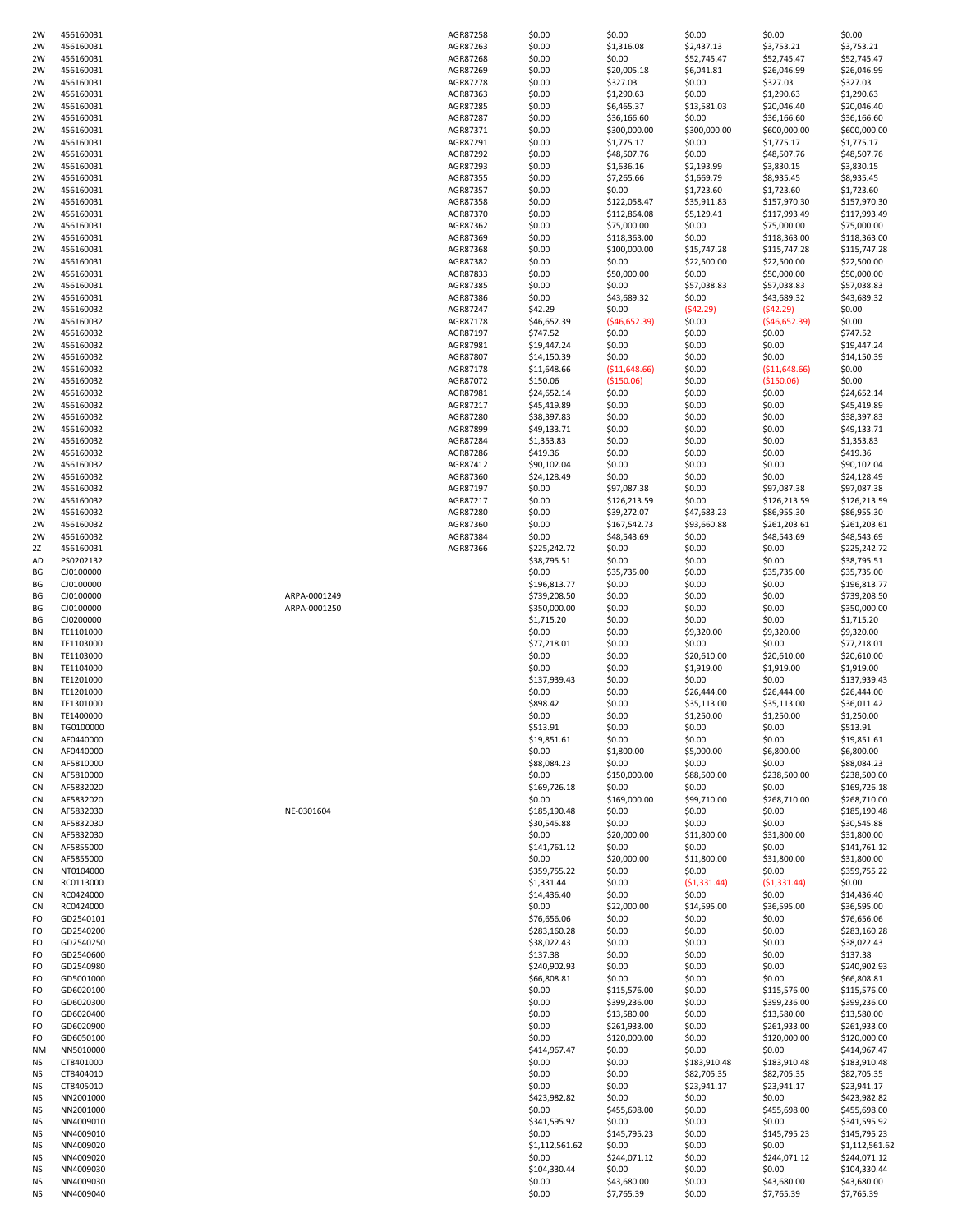| | | | | | | | | |
|---|---|---|---|---|---|---|---|---|
| 2W | 456160031 | | AGR87258 | $0.00 | $0.00 | $0.00 | $0.00 | $0.00 |
| 2W | 456160031 | | AGR87263 | $0.00 | $1,316.08 | $2,437.13 | $3,753.21 | $3,753.21 |
| 2W | 456160031 | | AGR87268 | $0.00 | $0.00 | $52,745.47 | $52,745.47 | $52,745.47 |
| 2W | 456160031 | | AGR87269 | $0.00 | $20,005.18 | $6,041.81 | $26,046.99 | $26,046.99 |
| 2W | 456160031 | | AGR87278 | $0.00 | $327.03 | $0.00 | $327.03 | $327.03 |
| 2W | 456160031 | | AGR87363 | $0.00 | $1,290.63 | $0.00 | $1,290.63 | $1,290.63 |
| 2W | 456160031 | | AGR87285 | $0.00 | $6,465.37 | $13,581.03 | $20,046.40 | $20,046.40 |
| 2W | 456160031 | | AGR87287 | $0.00 | $36,166.60 | $0.00 | $36,166.60 | $36,166.60 |
| 2W | 456160031 | | AGR87371 | $0.00 | $300,000.00 | $300,000.00 | $600,000.00 | $600,000.00 |
| 2W | 456160031 | | AGR87291 | $0.00 | $1,775.17 | $0.00 | $1,775.17 | $1,775.17 |
| 2W | 456160031 | | AGR87292 | $0.00 | $48,507.76 | $0.00 | $48,507.76 | $48,507.76 |
| 2W | 456160031 | | AGR87293 | $0.00 | $1,636.16 | $2,193.99 | $3,830.15 | $3,830.15 |
| 2W | 456160031 | | AGR87355 | $0.00 | $7,265.66 | $1,669.79 | $8,935.45 | $8,935.45 |
| 2W | 456160031 | | AGR87357 | $0.00 | $0.00 | $1,723.60 | $1,723.60 | $1,723.60 |
| 2W | 456160031 | | AGR87358 | $0.00 | $122,058.47 | $35,911.83 | $157,970.30 | $157,970.30 |
| 2W | 456160031 | | AGR87370 | $0.00 | $112,864.08 | $5,129.41 | $117,993.49 | $117,993.49 |
| 2W | 456160031 | | AGR87362 | $0.00 | $75,000.00 | $0.00 | $75,000.00 | $75,000.00 |
| 2W | 456160031 | | AGR87369 | $0.00 | $118,363.00 | $0.00 | $118,363.00 | $118,363.00 |
| 2W | 456160031 | | AGR87368 | $0.00 | $100,000.00 | $15,747.28 | $115,747.28 | $115,747.28 |
| 2W | 456160031 | | AGR87382 | $0.00 | $0.00 | $22,500.00 | $22,500.00 | $22,500.00 |
| 2W | 456160031 | | AGR87833 | $0.00 | $50,000.00 | $0.00 | $50,000.00 | $50,000.00 |
| 2W | 456160031 | | AGR87385 | $0.00 | $0.00 | $57,038.83 | $57,038.83 | $57,038.83 |
| 2W | 456160031 | | AGR87386 | $0.00 | $43,689.32 | $0.00 | $43,689.32 | $43,689.32 |
| 2W | 456160032 | | AGR87247 | $42.29 | $0.00 | ($42.29) | ($42.29) | $0.00 |
| 2W | 456160032 | | AGR87178 | $46,652.39 | ($46,652.39) | $0.00 | ($46,652.39) | $0.00 |
| 2W | 456160032 | | AGR87197 | $747.52 | $0.00 | $0.00 | $0.00 | $747.52 |
| 2W | 456160032 | | AGR87981 | $19,447.24 | $0.00 | $0.00 | $0.00 | $19,447.24 |
| 2W | 456160032 | | AGR87807 | $14,150.39 | $0.00 | $0.00 | $0.00 | $14,150.39 |
| 2W | 456160032 | | AGR87178 | $11,648.66 | ($11,648.66) | $0.00 | ($11,648.66) | $0.00 |
| 2W | 456160032 | | AGR87072 | $150.06 | ($150.06) | $0.00 | ($150.06) | $0.00 |
| 2W | 456160032 | | AGR87981 | $24,652.14 | $0.00 | $0.00 | $0.00 | $24,652.14 |
| 2W | 456160032 | | AGR87217 | $45,419.89 | $0.00 | $0.00 | $0.00 | $45,419.89 |
| 2W | 456160032 | | AGR87280 | $38,397.83 | $0.00 | $0.00 | $0.00 | $38,397.83 |
| 2W | 456160032 | | AGR87899 | $49,133.71 | $0.00 | $0.00 | $0.00 | $49,133.71 |
| 2W | 456160032 | | AGR87284 | $1,353.83 | $0.00 | $0.00 | $0.00 | $1,353.83 |
| 2W | 456160032 | | AGR87286 | $419.36 | $0.00 | $0.00 | $0.00 | $419.36 |
| 2W | 456160032 | | AGR87412 | $90,102.04 | $0.00 | $0.00 | $0.00 | $90,102.04 |
| 2W | 456160032 | | AGR87360 | $24,128.49 | $0.00 | $0.00 | $0.00 | $24,128.49 |
| 2W | 456160032 | | AGR87197 | $0.00 | $97,087.38 | $0.00 | $97,087.38 | $97,087.38 |
| 2W | 456160032 | | AGR87217 | $0.00 | $126,213.59 | $0.00 | $126,213.59 | $126,213.59 |
| 2W | 456160032 | | AGR87280 | $0.00 | $39,272.07 | $47,683.23 | $86,955.30 | $86,955.30 |
| 2W | 456160032 | | AGR87360 | $0.00 | $167,542.73 | $93,660.88 | $261,203.61 | $261,203.61 |
| 2W | 456160032 | | AGR87384 | $0.00 | $48,543.69 | $0.00 | $48,543.69 | $48,543.69 |
| 2Z | 456160031 | | AGR87366 | $225,242.72 | $0.00 | $0.00 | $0.00 | $225,242.72 |
| AD | PS0202132 | | | $38,795.51 | $0.00 | $0.00 | $0.00 | $38,795.51 |
| BG | CJ0100000 | | | $0.00 | $35,735.00 | $0.00 | $35,735.00 | $35,735.00 |
| BG | CJ0100000 | | | $196,813.77 | $0.00 | $0.00 | $0.00 | $196,813.77 |
| BG | CJ0100000 | ARPA-0001249 | | $739,208.50 | $0.00 | $0.00 | $0.00 | $739,208.50 |
| BG | CJ0100000 | ARPA-0001250 | | $350,000.00 | $0.00 | $0.00 | $0.00 | $350,000.00 |
| BG | CJ0200000 | | | $1,715.20 | $0.00 | $0.00 | $0.00 | $1,715.20 |
| BN | TE1101000 | | | $0.00 | $0.00 | $9,320.00 | $9,320.00 | $9,320.00 |
| BN | TE1103000 | | | $77,218.01 | $0.00 | $0.00 | $0.00 | $77,218.01 |
| BN | TE1103000 | | | $0.00 | $0.00 | $20,610.00 | $20,610.00 | $20,610.00 |
| BN | TE1104000 | | | $0.00 | $0.00 | $1,919.00 | $1,919.00 | $1,919.00 |
| BN | TE1201000 | | | $137,939.43 | $0.00 | $0.00 | $0.00 | $137,939.43 |
| BN | TE1201000 | | | $0.00 | $0.00 | $26,444.00 | $26,444.00 | $26,444.00 |
| BN | TE1301000 | | | $898.42 | $0.00 | $35,113.00 | $35,113.00 | $36,011.42 |
| BN | TE1400000 | | | $0.00 | $0.00 | $1,250.00 | $1,250.00 | $1,250.00 |
| BN | TG0100000 | | | $513.91 | $0.00 | $0.00 | $0.00 | $513.91 |
| CN | AF0440000 | | | $19,851.61 | $0.00 | $0.00 | $0.00 | $19,851.61 |
| CN | AF0440000 | | | $0.00 | $1,800.00 | $5,000.00 | $6,800.00 | $6,800.00 |
| CN | AF5810000 | | | $88,084.23 | $0.00 | $0.00 | $0.00 | $88,084.23 |
| CN | AF5810000 | | | $0.00 | $150,000.00 | $88,500.00 | $238,500.00 | $238,500.00 |
| CN | AF5832020 | | | $169,726.18 | $0.00 | $0.00 | $0.00 | $169,726.18 |
| CN | AF5832020 | | | $0.00 | $169,000.00 | $99,710.00 | $268,710.00 | $268,710.00 |
| CN | AF5832030 | NE-0301604 | | $185,190.48 | $0.00 | $0.00 | $0.00 | $185,190.48 |
| CN | AF5832030 | | | $30,545.88 | $0.00 | $0.00 | $0.00 | $30,545.88 |
| CN | AF5832030 | | | $0.00 | $20,000.00 | $11,800.00 | $31,800.00 | $31,800.00 |
| CN | AF5855000 | | | $141,761.12 | $0.00 | $0.00 | $0.00 | $141,761.12 |
| CN | AF5855000 | | | $0.00 | $20,000.00 | $11,800.00 | $31,800.00 | $31,800.00 |
| CN | NT0104000 | | | $359,755.22 | $0.00 | $0.00 | $0.00 | $359,755.22 |
| CN | RC0113000 | | | $1,331.44 | $0.00 | ($1,331.44) | ($1,331.44) | $0.00 |
| CN | RC0424000 | | | $14,436.40 | $0.00 | $0.00 | $0.00 | $14,436.40 |
| CN | RC0424000 | | | $0.00 | $22,000.00 | $14,595.00 | $36,595.00 | $36,595.00 |
| FO | GD2540101 | | | $76,656.06 | $0.00 | $0.00 | $0.00 | $76,656.06 |
| FO | GD2540200 | | | $283,160.28 | $0.00 | $0.00 | $0.00 | $283,160.28 |
| FO | GD2540250 | | | $38,022.43 | $0.00 | $0.00 | $0.00 | $38,022.43 |
| FO | GD2540600 | | | $137.38 | $0.00 | $0.00 | $0.00 | $137.38 |
| FO | GD2540980 | | | $240,902.93 | $0.00 | $0.00 | $0.00 | $240,902.93 |
| FO | GD5001000 | | | $66,808.81 | $0.00 | $0.00 | $0.00 | $66,808.81 |
| FO | GD6020100 | | | $0.00 | $115,576.00 | $0.00 | $115,576.00 | $115,576.00 |
| FO | GD6020300 | | | $0.00 | $399,236.00 | $0.00 | $399,236.00 | $399,236.00 |
| FO | GD6020400 | | | $0.00 | $13,580.00 | $0.00 | $13,580.00 | $13,580.00 |
| FO | GD6020900 | | | $0.00 | $261,933.00 | $0.00 | $261,933.00 | $261,933.00 |
| FO | GD6050100 | | | $0.00 | $120,000.00 | $0.00 | $120,000.00 | $120,000.00 |
| NM | NN5010000 | | | $414,967.47 | $0.00 | $0.00 | $0.00 | $414,967.47 |
| NS | CT8401000 | | | $0.00 | $0.00 | $183,910.48 | $183,910.48 | $183,910.48 |
| NS | CT8404010 | | | $0.00 | $0.00 | $82,705.35 | $82,705.35 | $82,705.35 |
| NS | CT8405010 | | | $0.00 | $0.00 | $23,941.17 | $23,941.17 | $23,941.17 |
| NS | NN2001000 | | | $423,982.82 | $0.00 | $0.00 | $0.00 | $423,982.82 |
| NS | NN2001000 | | | $0.00 | $455,698.00 | $0.00 | $455,698.00 | $455,698.00 |
| NS | NN4009010 | | | $341,595.92 | $0.00 | $0.00 | $0.00 | $341,595.92 |
| NS | NN4009010 | | | $0.00 | $145,795.23 | $0.00 | $145,795.23 | $145,795.23 |
| NS | NN4009020 | | | $1,112,561.62 | $0.00 | $0.00 | $0.00 | $1,112,561.62 |
| NS | NN4009020 | | | $0.00 | $244,071.12 | $0.00 | $244,071.12 | $244,071.12 |
| NS | NN4009030 | | | $104,330.44 | $0.00 | $0.00 | $0.00 | $104,330.44 |
| NS | NN4009030 | | | $0.00 | $43,680.00 | $0.00 | $43,680.00 | $43,680.00 |
| NS | NN4009040 | | | $0.00 | $7,765.39 | $0.00 | $7,765.39 | $7,765.39 |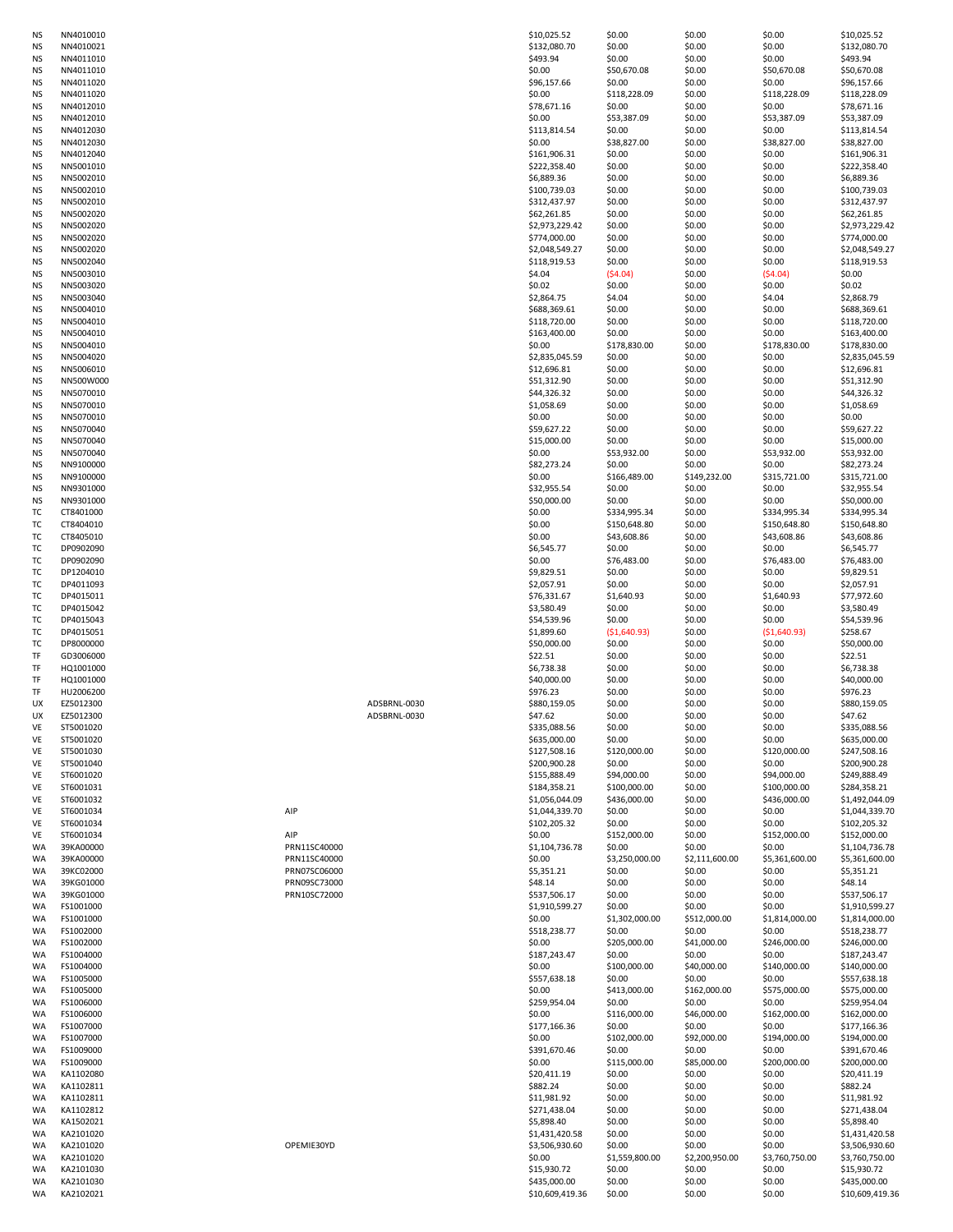| | | | | | | | | |
|---|---|---|---|---|---|---|---|---|
| NS | NN4010010 | | | $10,025.52 | $0.00 | $0.00 | $0.00 | $10,025.52 |
| NS | NN4010021 | | | $132,080.70 | $0.00 | $0.00 | $0.00 | $132,080.70 |
| NS | NN4011010 | | | $493.94 | $0.00 | $0.00 | $0.00 | $493.94 |
| NS | NN4011010 | | | $0.00 | $50,670.08 | $0.00 | $50,670.08 | $50,670.08 |
| NS | NN4011020 | | | $96,157.66 | $0.00 | $0.00 | $0.00 | $96,157.66 |
| NS | NN4011020 | | | $0.00 | $118,228.09 | $0.00 | $118,228.09 | $118,228.09 |
| NS | NN4012010 | | | $78,671.16 | $0.00 | $0.00 | $0.00 | $78,671.16 |
| NS | NN4012010 | | | $0.00 | $53,387.09 | $0.00 | $53,387.09 | $53,387.09 |
| NS | NN4012030 | | | $113,814.54 | $0.00 | $0.00 | $0.00 | $113,814.54 |
| NS | NN4012030 | | | $0.00 | $38,827.00 | $0.00 | $38,827.00 | $38,827.00 |
| NS | NN4012040 | | | $161,906.31 | $0.00 | $0.00 | $0.00 | $161,906.31 |
| NS | NN5001010 | | | $222,358.40 | $0.00 | $0.00 | $0.00 | $222,358.40 |
| NS | NN5002010 | | | $6,889.36 | $0.00 | $0.00 | $0.00 | $6,889.36 |
| NS | NN5002010 | | | $100,739.03 | $0.00 | $0.00 | $0.00 | $100,739.03 |
| NS | NN5002010 | | | $312,437.97 | $0.00 | $0.00 | $0.00 | $312,437.97 |
| NS | NN5002020 | | | $62,261.85 | $0.00 | $0.00 | $0.00 | $62,261.85 |
| NS | NN5002020 | | | $2,973,229.42 | $0.00 | $0.00 | $0.00 | $2,973,229.42 |
| NS | NN5002020 | | | $774,000.00 | $0.00 | $0.00 | $0.00 | $774,000.00 |
| NS | NN5002020 | | | $2,048,549.27 | $0.00 | $0.00 | $0.00 | $2,048,549.27 |
| NS | NN5002040 | | | $118,919.53 | $0.00 | $0.00 | $0.00 | $118,919.53 |
| NS | NN5003010 | | | $4.04 | ($4.04) | $0.00 | ($4.04) | $0.00 |
| NS | NN5003020 | | | $0.02 | $0.00 | $0.00 | $0.00 | $0.02 |
| NS | NN5003040 | | | $2,864.75 | $4.04 | $0.00 | $4.04 | $2,868.79 |
| NS | NN5004010 | | | $688,369.61 | $0.00 | $0.00 | $0.00 | $688,369.61 |
| NS | NN5004010 | | | $118,720.00 | $0.00 | $0.00 | $0.00 | $118,720.00 |
| NS | NN5004010 | | | $163,400.00 | $0.00 | $0.00 | $0.00 | $163,400.00 |
| NS | NN5004010 | | | $0.00 | $178,830.00 | $0.00 | $178,830.00 | $178,830.00 |
| NS | NN5004020 | | | $2,835,045.59 | $0.00 | $0.00 | $0.00 | $2,835,045.59 |
| NS | NN5006010 | | | $12,696.81 | $0.00 | $0.00 | $0.00 | $12,696.81 |
| NS | NN500W000 | | | $51,312.90 | $0.00 | $0.00 | $0.00 | $51,312.90 |
| NS | NN5070010 | | | $44,326.32 | $0.00 | $0.00 | $0.00 | $44,326.32 |
| NS | NN5070010 | | | $1,058.69 | $0.00 | $0.00 | $0.00 | $1,058.69 |
| NS | NN5070010 | | | $0.00 | $0.00 | $0.00 | $0.00 | $0.00 |
| NS | NN5070040 | | | $59,627.22 | $0.00 | $0.00 | $0.00 | $59,627.22 |
| NS | NN5070040 | | | $15,000.00 | $0.00 | $0.00 | $0.00 | $15,000.00 |
| NS | NN5070040 | | | $0.00 | $53,932.00 | $0.00 | $53,932.00 | $53,932.00 |
| NS | NN9100000 | | | $82,273.24 | $0.00 | $0.00 | $0.00 | $82,273.24 |
| NS | NN9100000 | | | $0.00 | $166,489.00 | $149,232.00 | $315,721.00 | $315,721.00 |
| NS | NN9301000 | | | $32,955.54 | $0.00 | $0.00 | $0.00 | $32,955.54 |
| NS | NN9301000 | | | $50,000.00 | $0.00 | $0.00 | $0.00 | $50,000.00 |
| TC | CT8401000 | | | $0.00 | $334,995.34 | $0.00 | $334,995.34 | $334,995.34 |
| TC | CT8404010 | | | $0.00 | $150,648.80 | $0.00 | $150,648.80 | $150,648.80 |
| TC | CT8405010 | | | $0.00 | $43,608.86 | $0.00 | $43,608.86 | $43,608.86 |
| TC | DP0902090 | | | $6,545.77 | $0.00 | $0.00 | $0.00 | $6,545.77 |
| TC | DP0902090 | | | $0.00 | $76,483.00 | $0.00 | $76,483.00 | $76,483.00 |
| TC | DP1204010 | | | $9,829.51 | $0.00 | $0.00 | $0.00 | $9,829.51 |
| TC | DP4011093 | | | $2,057.91 | $0.00 | $0.00 | $0.00 | $2,057.91 |
| TC | DP4015011 | | | $76,331.67 | $1,640.93 | $0.00 | $1,640.93 | $77,972.60 |
| TC | DP4015042 | | | $3,580.49 | $0.00 | $0.00 | $0.00 | $3,580.49 |
| TC | DP4015043 | | | $54,539.96 | $0.00 | $0.00 | $0.00 | $54,539.96 |
| TC | DP4015051 | | | $1,899.60 | ($1,640.93) | $0.00 | ($1,640.93) | $258.67 |
| TC | DP8000000 | | | $50,000.00 | $0.00 | $0.00 | $0.00 | $50,000.00 |
| TF | GD3006000 | | | $22.51 | $0.00 | $0.00 | $0.00 | $22.51 |
| TF | HQ1001000 | | | $6,738.38 | $0.00 | $0.00 | $0.00 | $6,738.38 |
| TF | HQ1001000 | | | $40,000.00 | $0.00 | $0.00 | $0.00 | $40,000.00 |
| TF | HU2006200 | | | $976.23 | $0.00 | $0.00 | $0.00 | $976.23 |
| UX | EZ5012300 | | ADSBRNL-0030 | $880,159.05 | $0.00 | $0.00 | $0.00 | $880,159.05 |
| UX | EZ5012300 | | ADSBRNL-0030 | $47.62 | $0.00 | $0.00 | $0.00 | $47.62 |
| VE | ST5001020 | | | $335,088.56 | $0.00 | $0.00 | $0.00 | $335,088.56 |
| VE | ST5001020 | | | $635,000.00 | $0.00 | $0.00 | $0.00 | $635,000.00 |
| VE | ST5001030 | | | $127,508.16 | $120,000.00 | $0.00 | $120,000.00 | $247,508.16 |
| VE | ST5001040 | | | $200,900.28 | $0.00 | $0.00 | $0.00 | $200,900.28 |
| VE | ST6001020 | | | $155,888.49 | $94,000.00 | $0.00 | $94,000.00 | $249,888.49 |
| VE | ST6001031 | | | $184,358.21 | $100,000.00 | $0.00 | $100,000.00 | $284,358.21 |
| VE | ST6001032 | | | $1,056,044.09 | $436,000.00 | $0.00 | $436,000.00 | $1,492,044.09 |
| VE | ST6001034 | AIP | | $1,044,339.70 | $0.00 | $0.00 | $0.00 | $1,044,339.70 |
| VE | ST6001034 | | | $102,205.32 | $0.00 | $0.00 | $0.00 | $102,205.32 |
| VE | ST6001034 | AIP | | $0.00 | $152,000.00 | $0.00 | $152,000.00 | $152,000.00 |
| WA | 39KA00000 | PRN11SC40000 | | $1,104,736.78 | $0.00 | $0.00 | $0.00 | $1,104,736.78 |
| WA | 39KA00000 | PRN11SC40000 | | $0.00 | $3,250,000.00 | $2,111,600.00 | $5,361,600.00 | $5,361,600.00 |
| WA | 39KC02000 | PRN07SC06000 | | $5,351.21 | $0.00 | $0.00 | $0.00 | $5,351.21 |
| WA | 39KG01000 | PRN09SC73000 | | $48.14 | $0.00 | $0.00 | $0.00 | $48.14 |
| WA | 39KG01000 | PRN10SC72000 | | $537,506.17 | $0.00 | $0.00 | $0.00 | $537,506.17 |
| WA | FS1001000 | | | $1,910,599.27 | $0.00 | $0.00 | $0.00 | $1,910,599.27 |
| WA | FS1001000 | | | $0.00 | $1,302,000.00 | $512,000.00 | $1,814,000.00 | $1,814,000.00 |
| WA | FS1002000 | | | $518,238.77 | $0.00 | $0.00 | $0.00 | $518,238.77 |
| WA | FS1002000 | | | $0.00 | $205,000.00 | $41,000.00 | $246,000.00 | $246,000.00 |
| WA | FS1004000 | | | $187,243.47 | $0.00 | $0.00 | $0.00 | $187,243.47 |
| WA | FS1004000 | | | $0.00 | $100,000.00 | $40,000.00 | $140,000.00 | $140,000.00 |
| WA | FS1005000 | | | $557,638.18 | $0.00 | $0.00 | $0.00 | $557,638.18 |
| WA | FS1005000 | | | $0.00 | $413,000.00 | $162,000.00 | $575,000.00 | $575,000.00 |
| WA | FS1006000 | | | $259,954.04 | $0.00 | $0.00 | $0.00 | $259,954.04 |
| WA | FS1006000 | | | $0.00 | $116,000.00 | $46,000.00 | $162,000.00 | $162,000.00 |
| WA | FS1007000 | | | $177,166.36 | $0.00 | $0.00 | $0.00 | $177,166.36 |
| WA | FS1007000 | | | $0.00 | $102,000.00 | $92,000.00 | $194,000.00 | $194,000.00 |
| WA | FS1009000 | | | $391,670.46 | $0.00 | $0.00 | $0.00 | $391,670.46 |
| WA | FS1009000 | | | $0.00 | $115,000.00 | $85,000.00 | $200,000.00 | $200,000.00 |
| WA | KA1102080 | | | $20,411.19 | $0.00 | $0.00 | $0.00 | $20,411.19 |
| WA | KA1102811 | | | $882.24 | $0.00 | $0.00 | $0.00 | $882.24 |
| WA | KA1102811 | | | $11,981.92 | $0.00 | $0.00 | $0.00 | $11,981.92 |
| WA | KA1102812 | | | $271,438.04 | $0.00 | $0.00 | $0.00 | $271,438.04 |
| WA | KA1502021 | | | $5,898.40 | $0.00 | $0.00 | $0.00 | $5,898.40 |
| WA | KA2101020 | | | $1,431,420.58 | $0.00 | $0.00 | $0.00 | $1,431,420.58 |
| WA | KA2101020 | OPEMIE30YD | | $3,506,930.60 | $0.00 | $0.00 | $0.00 | $3,506,930.60 |
| WA | KA2101020 | | | $0.00 | $1,559,800.00 | $2,200,950.00 | $3,760,750.00 | $3,760,750.00 |
| WA | KA2101030 | | | $15,930.72 | $0.00 | $0.00 | $0.00 | $15,930.72 |
| WA | KA2101030 | | | $435,000.00 | $0.00 | $0.00 | $0.00 | $435,000.00 |
| WA | KA2102021 | | | $10,609,419.36 | $0.00 | $0.00 | $0.00 | $10,609,419.36 |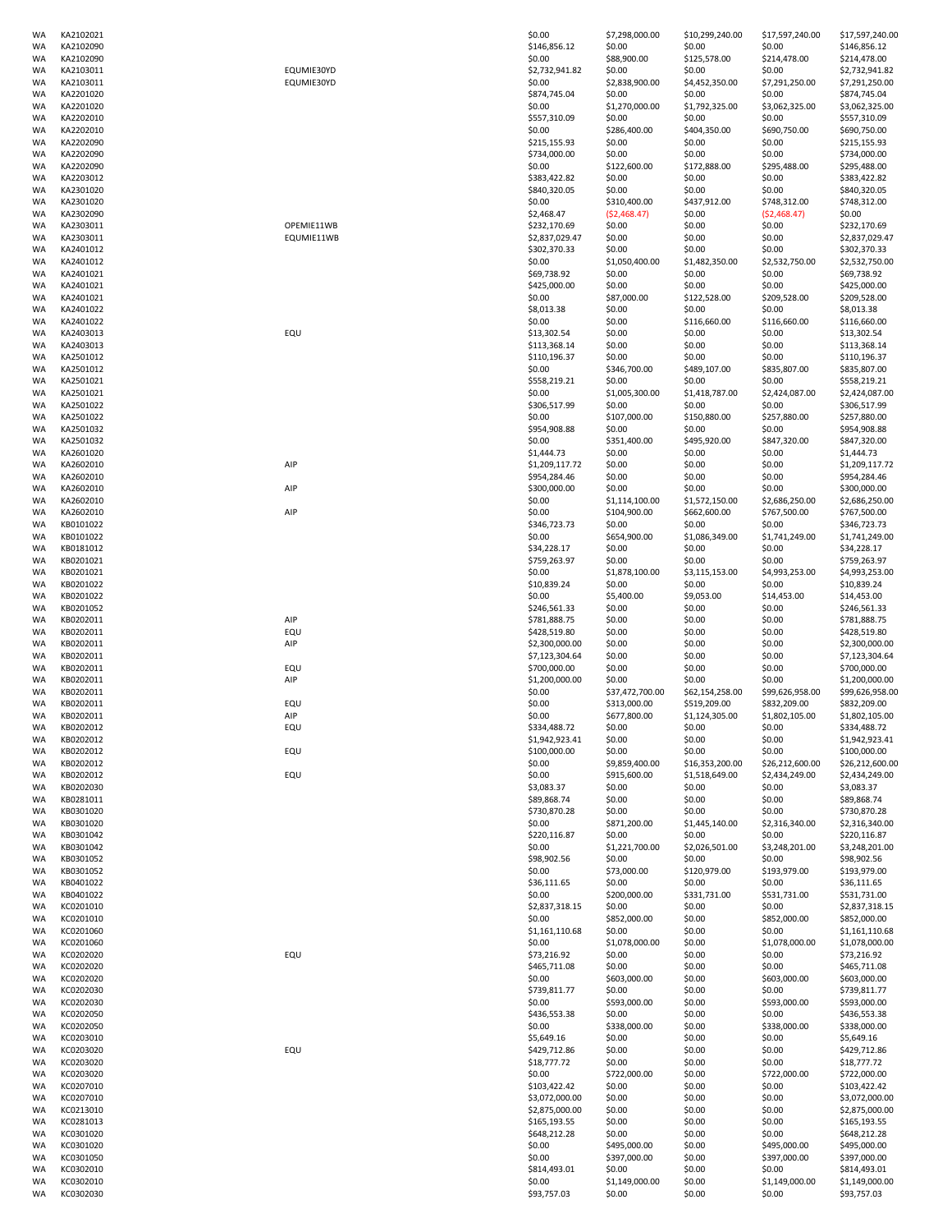| | | | | | | | |
|---|---|---|---|---|---|---|---|
| WA | KA2102021 | | $0.00 | $7,298,000.00 | $10,299,240.00 | $17,597,240.00 | $17,597,240.00 |
| WA | KA2102090 | | $146,856.12 | $0.00 | $0.00 | $0.00 | $146,856.12 |
| WA | KA2102090 | | $0.00 | $88,900.00 | $125,578.00 | $214,478.00 | $214,478.00 |
| WA | KA2103011 | EQUMIE30YD | $2,732,941.82 | $0.00 | $0.00 | $0.00 | $2,732,941.82 |
| WA | KA2103011 | EQUMIE30YD | $0.00 | $2,838,900.00 | $4,452,350.00 | $7,291,250.00 | $7,291,250.00 |
| WA | KA2201020 | | $874,745.04 | $0.00 | $0.00 | $0.00 | $874,745.04 |
| WA | KA2201020 | | $0.00 | $1,270,000.00 | $1,792,325.00 | $3,062,325.00 | $3,062,325.00 |
| WA | KA2202010 | | $557,310.09 | $0.00 | $0.00 | $0.00 | $557,310.09 |
| WA | KA2202010 | | $0.00 | $286,400.00 | $404,350.00 | $690,750.00 | $690,750.00 |
| WA | KA2202090 | | $215,155.93 | $0.00 | $0.00 | $0.00 | $215,155.93 |
| WA | KA2202090 | | $734,000.00 | $0.00 | $0.00 | $0.00 | $734,000.00 |
| WA | KA2202090 | | $0.00 | $122,600.00 | $172,888.00 | $295,488.00 | $295,488.00 |
| WA | KA2203012 | | $383,422.82 | $0.00 | $0.00 | $0.00 | $383,422.82 |
| WA | KA2301020 | | $840,320.05 | $0.00 | $0.00 | $0.00 | $840,320.05 |
| WA | KA2301020 | | $0.00 | $310,400.00 | $437,912.00 | $748,312.00 | $748,312.00 |
| WA | KA2302090 | | $2,468.47 | ($2,468.47) | $0.00 | ($2,468.47) | $0.00 |
| WA | KA2303011 | OPEMIE11WB | $232,170.69 | $0.00 | $0.00 | $0.00 | $232,170.69 |
| WA | KA2303011 | EQUMIE11WB | $2,837,029.47 | $0.00 | $0.00 | $0.00 | $2,837,029.47 |
| WA | KA2401012 | | $302,370.33 | $0.00 | $0.00 | $0.00 | $302,370.33 |
| WA | KA2401012 | | $0.00 | $1,050,400.00 | $1,482,350.00 | $2,532,750.00 | $2,532,750.00 |
| WA | KA2401021 | | $69,738.92 | $0.00 | $0.00 | $0.00 | $69,738.92 |
| WA | KA2401021 | | $425,000.00 | $0.00 | $0.00 | $0.00 | $425,000.00 |
| WA | KA2401021 | | $0.00 | $87,000.00 | $122,528.00 | $209,528.00 | $209,528.00 |
| WA | KA2401022 | | $8,013.38 | $0.00 | $0.00 | $0.00 | $8,013.38 |
| WA | KA2401022 | | $0.00 | $0.00 | $116,660.00 | $116,660.00 | $116,660.00 |
| WA | KA2403013 | EQU | $13,302.54 | $0.00 | $0.00 | $0.00 | $13,302.54 |
| WA | KA2403013 | | $113,368.14 | $0.00 | $0.00 | $0.00 | $113,368.14 |
| WA | KA2501012 | | $110,196.37 | $0.00 | $0.00 | $0.00 | $110,196.37 |
| WA | KA2501012 | | $0.00 | $346,700.00 | $489,107.00 | $835,807.00 | $835,807.00 |
| WA | KA2501021 | | $558,219.21 | $0.00 | $0.00 | $0.00 | $558,219.21 |
| WA | KA2501021 | | $0.00 | $1,005,300.00 | $1,418,787.00 | $2,424,087.00 | $2,424,087.00 |
| WA | KA2501022 | | $306,517.99 | $0.00 | $0.00 | $0.00 | $306,517.99 |
| WA | KA2501022 | | $0.00 | $107,000.00 | $150,880.00 | $257,880.00 | $257,880.00 |
| WA | KA2501032 | | $954,908.88 | $0.00 | $0.00 | $0.00 | $954,908.88 |
| WA | KA2501032 | | $0.00 | $351,400.00 | $495,920.00 | $847,320.00 | $847,320.00 |
| WA | KA2601020 | | $1,444.73 | $0.00 | $0.00 | $0.00 | $1,444.73 |
| WA | KA2602010 | AIP | $1,209,117.72 | $0.00 | $0.00 | $0.00 | $1,209,117.72 |
| WA | KA2602010 | | $954,284.46 | $0.00 | $0.00 | $0.00 | $954,284.46 |
| WA | KA2602010 | AIP | $300,000.00 | $0.00 | $0.00 | $0.00 | $300,000.00 |
| WA | KA2602010 | | $0.00 | $1,114,100.00 | $1,572,150.00 | $2,686,250.00 | $2,686,250.00 |
| WA | KA2602010 | AIP | $0.00 | $104,900.00 | $662,600.00 | $767,500.00 | $767,500.00 |
| WA | KB0101022 | | $346,723.73 | $0.00 | $0.00 | $0.00 | $346,723.73 |
| WA | KB0101022 | | $0.00 | $654,900.00 | $1,086,349.00 | $1,741,249.00 | $1,741,249.00 |
| WA | KB0181012 | | $34,228.17 | $0.00 | $0.00 | $0.00 | $34,228.17 |
| WA | KB0201021 | | $759,263.97 | $0.00 | $0.00 | $0.00 | $759,263.97 |
| WA | KB0201021 | | $0.00 | $1,878,100.00 | $3,115,153.00 | $4,993,253.00 | $4,993,253.00 |
| WA | KB0201022 | | $10,839.24 | $0.00 | $0.00 | $0.00 | $10,839.24 |
| WA | KB0201022 | | $0.00 | $5,400.00 | $9,053.00 | $14,453.00 | $14,453.00 |
| WA | KB0201052 | | $246,561.33 | $0.00 | $0.00 | $0.00 | $246,561.33 |
| WA | KB0202011 | AIP | $781,888.75 | $0.00 | $0.00 | $0.00 | $781,888.75 |
| WA | KB0202011 | EQU | $428,519.80 | $0.00 | $0.00 | $0.00 | $428,519.80 |
| WA | KB0202011 | AIP | $2,300,000.00 | $0.00 | $0.00 | $0.00 | $2,300,000.00 |
| WA | KB0202011 | | $7,123,304.64 | $0.00 | $0.00 | $0.00 | $7,123,304.64 |
| WA | KB0202011 | EQU | $700,000.00 | $0.00 | $0.00 | $0.00 | $700,000.00 |
| WA | KB0202011 | AIP | $1,200,000.00 | $0.00 | $0.00 | $0.00 | $1,200,000.00 |
| WA | KB0202011 | | $0.00 | $37,472,700.00 | $62,154,258.00 | $99,626,958.00 | $99,626,958.00 |
| WA | KB0202011 | EQU | $0.00 | $313,000.00 | $519,209.00 | $832,209.00 | $832,209.00 |
| WA | KB0202011 | AIP | $0.00 | $677,800.00 | $1,124,305.00 | $1,802,105.00 | $1,802,105.00 |
| WA | KB0202012 | EQU | $334,488.72 | $0.00 | $0.00 | $0.00 | $334,488.72 |
| WA | KB0202012 | | $1,942,923.41 | $0.00 | $0.00 | $0.00 | $1,942,923.41 |
| WA | KB0202012 | EQU | $100,000.00 | $0.00 | $0.00 | $0.00 | $100,000.00 |
| WA | KB0202012 | | $0.00 | $9,859,400.00 | $16,353,200.00 | $26,212,600.00 | $26,212,600.00 |
| WA | KB0202012 | EQU | $0.00 | $915,600.00 | $1,518,649.00 | $2,434,249.00 | $2,434,249.00 |
| WA | KB0202030 | | $3,083.37 | $0.00 | $0.00 | $0.00 | $3,083.37 |
| WA | KB0281011 | | $89,868.74 | $0.00 | $0.00 | $0.00 | $89,868.74 |
| WA | KB0301020 | | $730,870.28 | $0.00 | $0.00 | $0.00 | $730,870.28 |
| WA | KB0301020 | | $0.00 | $871,200.00 | $1,445,140.00 | $2,316,340.00 | $2,316,340.00 |
| WA | KB0301042 | | $220,116.87 | $0.00 | $0.00 | $0.00 | $220,116.87 |
| WA | KB0301042 | | $0.00 | $1,221,700.00 | $2,026,501.00 | $3,248,201.00 | $3,248,201.00 |
| WA | KB0301052 | | $98,902.56 | $0.00 | $0.00 | $0.00 | $98,902.56 |
| WA | KB0301052 | | $0.00 | $73,000.00 | $120,979.00 | $193,979.00 | $193,979.00 |
| WA | KB0401022 | | $36,111.65 | $0.00 | $0.00 | $0.00 | $36,111.65 |
| WA | KB0401022 | | $0.00 | $200,000.00 | $331,731.00 | $531,731.00 | $531,731.00 |
| WA | KC0201010 | | $2,837,318.15 | $0.00 | $0.00 | $0.00 | $2,837,318.15 |
| WA | KC0201010 | | $0.00 | $852,000.00 | $0.00 | $852,000.00 | $852,000.00 |
| WA | KC0201060 | | $1,161,110.68 | $0.00 | $0.00 | $0.00 | $1,161,110.68 |
| WA | KC0201060 | | $0.00 | $1,078,000.00 | $0.00 | $1,078,000.00 | $1,078,000.00 |
| WA | KC0202020 | EQU | $73,216.92 | $0.00 | $0.00 | $0.00 | $73,216.92 |
| WA | KC0202020 | | $465,711.08 | $0.00 | $0.00 | $0.00 | $465,711.08 |
| WA | KC0202020 | | $0.00 | $603,000.00 | $0.00 | $603,000.00 | $603,000.00 |
| WA | KC0202030 | | $739,811.77 | $0.00 | $0.00 | $0.00 | $739,811.77 |
| WA | KC0202030 | | $0.00 | $593,000.00 | $0.00 | $593,000.00 | $593,000.00 |
| WA | KC0202050 | | $436,553.38 | $0.00 | $0.00 | $0.00 | $436,553.38 |
| WA | KC0202050 | | $0.00 | $338,000.00 | $0.00 | $338,000.00 | $338,000.00 |
| WA | KC0203010 | | $5,649.16 | $0.00 | $0.00 | $0.00 | $5,649.16 |
| WA | KC0203020 | EQU | $429,712.86 | $0.00 | $0.00 | $0.00 | $429,712.86 |
| WA | KC0203020 | | $18,777.72 | $0.00 | $0.00 | $0.00 | $18,777.72 |
| WA | KC0203020 | | $0.00 | $722,000.00 | $0.00 | $722,000.00 | $722,000.00 |
| WA | KC0207010 | | $103,422.42 | $0.00 | $0.00 | $0.00 | $103,422.42 |
| WA | KC0207010 | | $3,072,000.00 | $0.00 | $0.00 | $0.00 | $3,072,000.00 |
| WA | KC0213010 | | $2,875,000.00 | $0.00 | $0.00 | $0.00 | $2,875,000.00 |
| WA | KC0281013 | | $165,193.55 | $0.00 | $0.00 | $0.00 | $165,193.55 |
| WA | KC0301020 | | $648,212.28 | $0.00 | $0.00 | $0.00 | $648,212.28 |
| WA | KC0301020 | | $0.00 | $495,000.00 | $0.00 | $495,000.00 | $495,000.00 |
| WA | KC0301050 | | $0.00 | $397,000.00 | $0.00 | $397,000.00 | $397,000.00 |
| WA | KC0302010 | | $814,493.01 | $0.00 | $0.00 | $0.00 | $814,493.01 |
| WA | KC0302010 | | $0.00 | $1,149,000.00 | $0.00 | $1,149,000.00 | $1,149,000.00 |
| WA | KC0302030 | | $93,757.03 | $0.00 | $0.00 | $0.00 | $93,757.03 |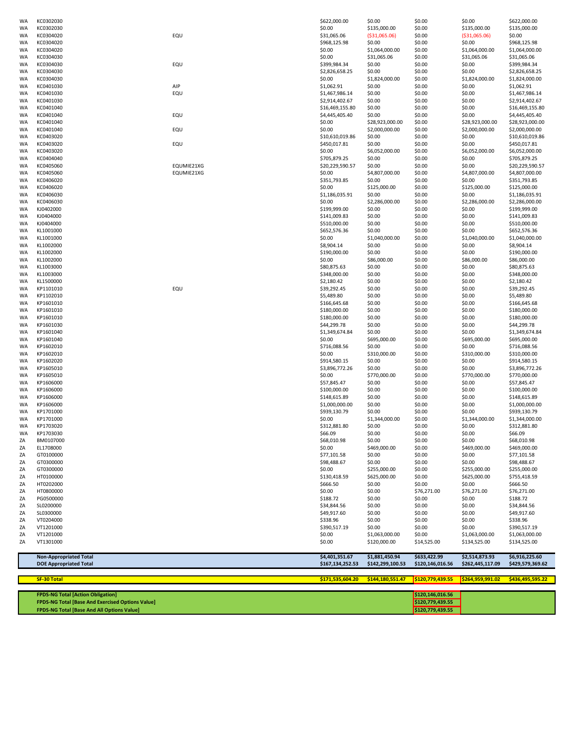| | | | | | | | |
|---|---|---|---|---|---|---|---|
| WA | KC0302030 | | $622,000.00 | $0.00 | $0.00 | $0.00 | $622,000.00 |
| WA | KC0302030 | | $0.00 | $135,000.00 | $0.00 | $135,000.00 | $135,000.00 |
| WA | KC0304020 | EQU | $31,065.06 | ($31,065.06) | $0.00 | ($31,065.06) | $0.00 |
| WA | KC0304020 | | $968,125.98 | $0.00 | $0.00 | $0.00 | $968,125.98 |
| WA | KC0304020 | | $0.00 | $1,064,000.00 | $0.00 | $1,064,000.00 | $1,064,000.00 |
| WA | KC0304030 | | $0.00 | $31,065.06 | $0.00 | $31,065.06 | $31,065.06 |
| WA | KC0304030 | EQU | $399,984.34 | $0.00 | $0.00 | $0.00 | $399,984.34 |
| WA | KC0304030 | | $2,826,658.25 | $0.00 | $0.00 | $0.00 | $2,826,658.25 |
| WA | KC0304030 | | $0.00 | $1,824,000.00 | $0.00 | $1,824,000.00 | $1,824,000.00 |
| WA | KC0401030 | AIP | $1,062.91 | $0.00 | $0.00 | $0.00 | $1,062.91 |
| WA | KC0401030 | EQU | $1,467,986.14 | $0.00 | $0.00 | $0.00 | $1,467,986.14 |
| WA | KC0401030 | | $2,914,402.67 | $0.00 | $0.00 | $0.00 | $2,914,402.67 |
| WA | KC0401040 | | $16,469,155.80 | $0.00 | $0.00 | $0.00 | $16,469,155.80 |
| WA | KC0401040 | EQU | $4,445,405.40 | $0.00 | $0.00 | $0.00 | $4,445,405.40 |
| WA | KC0401040 | | $0.00 | $28,923,000.00 | $0.00 | $28,923,000.00 | $28,923,000.00 |
| WA | KC0401040 | EQU | $0.00 | $2,000,000.00 | $0.00 | $2,000,000.00 | $2,000,000.00 |
| WA | KC0403020 | | $10,610,019.86 | $0.00 | $0.00 | $0.00 | $10,610,019.86 |
| WA | KC0403020 | EQU | $450,017.81 | $0.00 | $0.00 | $0.00 | $450,017.81 |
| WA | KC0403020 | | $0.00 | $6,052,000.00 | $0.00 | $6,052,000.00 | $6,052,000.00 |
| WA | KC0404040 | | $705,879.25 | $0.00 | $0.00 | $0.00 | $705,879.25 |
| WA | KC0405060 | EQUMIE21XG | $20,229,590.57 | $0.00 | $0.00 | $0.00 | $20,229,590.57 |
| WA | KC0405060 | EQUMIE21XG | $0.00 | $4,807,000.00 | $0.00 | $4,807,000.00 | $4,807,000.00 |
| WA | KC0406020 | | $351,793.85 | $0.00 | $0.00 | $0.00 | $351,793.85 |
| WA | KC0406020 | | $0.00 | $125,000.00 | $0.00 | $125,000.00 | $125,000.00 |
| WA | KC0406030 | | $1,186,035.91 | $0.00 | $0.00 | $0.00 | $1,186,035.91 |
| WA | KC0406030 | | $0.00 | $2,286,000.00 | $0.00 | $2,286,000.00 | $2,286,000.00 |
| WA | KJ0402000 | | $199,999.00 | $0.00 | $0.00 | $0.00 | $199,999.00 |
| WA | KJ0404000 | | $141,009.83 | $0.00 | $0.00 | $0.00 | $141,009.83 |
| WA | KJ0404000 | | $510,000.00 | $0.00 | $0.00 | $0.00 | $510,000.00 |
| WA | KL1001000 | | $652,576.36 | $0.00 | $0.00 | $0.00 | $652,576.36 |
| WA | KL1001000 | | $0.00 | $1,040,000.00 | $0.00 | $1,040,000.00 | $1,040,000.00 |
| WA | KL1002000 | | $8,904.14 | $0.00 | $0.00 | $0.00 | $8,904.14 |
| WA | KL1002000 | | $190,000.00 | $0.00 | $0.00 | $0.00 | $190,000.00 |
| WA | KL1002000 | | $0.00 | $86,000.00 | $0.00 | $86,000.00 | $86,000.00 |
| WA | KL1003000 | | $80,875.63 | $0.00 | $0.00 | $0.00 | $80,875.63 |
| WA | KL1003000 | | $348,000.00 | $0.00 | $0.00 | $0.00 | $348,000.00 |
| WA | KL1500000 | | $2,180.42 | $0.00 | $0.00 | $0.00 | $2,180.42 |
| WA | KP1101010 | EQU | $39,292.45 | $0.00 | $0.00 | $0.00 | $39,292.45 |
| WA | KP1102010 | | $5,489.80 | $0.00 | $0.00 | $0.00 | $5,489.80 |
| WA | KP1601010 | | $166,645.68 | $0.00 | $0.00 | $0.00 | $166,645.68 |
| WA | KP1601010 | | $180,000.00 | $0.00 | $0.00 | $0.00 | $180,000.00 |
| WA | KP1601010 | | $180,000.00 | $0.00 | $0.00 | $0.00 | $180,000.00 |
| WA | KP1601030 | | $44,299.78 | $0.00 | $0.00 | $0.00 | $44,299.78 |
| WA | KP1601040 | | $1,349,674.84 | $0.00 | $0.00 | $0.00 | $1,349,674.84 |
| WA | KP1601040 | | $0.00 | $695,000.00 | $0.00 | $695,000.00 | $695,000.00 |
| WA | KP1602010 | | $716,088.56 | $0.00 | $0.00 | $0.00 | $716,088.56 |
| WA | KP1602010 | | $0.00 | $310,000.00 | $0.00 | $310,000.00 | $310,000.00 |
| WA | KP1602020 | | $914,580.15 | $0.00 | $0.00 | $0.00 | $914,580.15 |
| WA | KP1605010 | | $3,896,772.26 | $0.00 | $0.00 | $0.00 | $3,896,772.26 |
| WA | KP1605010 | | $0.00 | $770,000.00 | $0.00 | $770,000.00 | $770,000.00 |
| WA | KP1606000 | | $57,845.47 | $0.00 | $0.00 | $0.00 | $57,845.47 |
| WA | KP1606000 | | $100,000.00 | $0.00 | $0.00 | $0.00 | $100,000.00 |
| WA | KP1606000 | | $148,615.89 | $0.00 | $0.00 | $0.00 | $148,615.89 |
| WA | KP1606000 | | $1,000,000.00 | $0.00 | $0.00 | $0.00 | $1,000,000.00 |
| WA | KP1701000 | | $939,130.79 | $0.00 | $0.00 | $0.00 | $939,130.79 |
| WA | KP1701000 | | $0.00 | $1,344,000.00 | $0.00 | $1,344,000.00 | $1,344,000.00 |
| WA | KP1703020 | | $312,881.80 | $0.00 | $0.00 | $0.00 | $312,881.80 |
| WA | KP1703030 | | $66.09 | $0.00 | $0.00 | $0.00 | $66.09 |
| ZA | BM0107000 | | $68,010.98 | $0.00 | $0.00 | $0.00 | $68,010.98 |
| ZA | EL1708000 | | $0.00 | $469,000.00 | $0.00 | $469,000.00 | $469,000.00 |
| ZA | GT0100000 | | $77,101.58 | $0.00 | $0.00 | $0.00 | $77,101.58 |
| ZA | GT0300000 | | $98,488.67 | $0.00 | $0.00 | $0.00 | $98,488.67 |
| ZA | GT0300000 | | $0.00 | $255,000.00 | $0.00 | $255,000.00 | $255,000.00 |
| ZA | HT0100000 | | $130,418.59 | $625,000.00 | $0.00 | $625,000.00 | $755,418.59 |
| ZA | HT0202000 | | $666.50 | $0.00 | $0.00 | $0.00 | $666.50 |
| ZA | HT0800000 | | $0.00 | $0.00 | $76,271.00 | $76,271.00 | $76,271.00 |
| ZA | PG0500000 | | $188.72 | $0.00 | $0.00 | $0.00 | $188.72 |
| ZA | SL0200000 | | $34,844.56 | $0.00 | $0.00 | $0.00 | $34,844.56 |
| ZA | SL0300000 | | $49,917.60 | $0.00 | $0.00 | $0.00 | $49,917.60 |
| ZA | VT0204000 | | $338.96 | $0.00 | $0.00 | $0.00 | $338.96 |
| ZA | VT1201000 | | $390,517.19 | $0.00 | $0.00 | $0.00 | $390,517.19 |
| ZA | VT1201000 | | $0.00 | $1,063,000.00 | $0.00 | $1,063,000.00 | $1,063,000.00 |
| ZA | VT1301000 | | $0.00 | $120,000.00 | $14,525.00 | $134,525.00 | $134,525.00 |
| | **Non-Appropriated Total** | | **$4,401,351.67** | **$1,881,450.94** | **$633,422.99** | **$2,514,873.93** | **$6,916,225.60** |
| | **DOE Appropriated Total** | | **$167,134,252.53** | **$142,299,100.53** | **$120,146,016.56** | **$262,445,117.09** | **$429,579,369.62** |
| | **SF-30 Total** | | **$171,535,604.20** | **$144,180,551.47** | **$120,779,439.55** | **$264,959,991.02** | **$436,495,595.22** |
| | **FPDS-NG Total [Action Obligation]** | | | | **$120,146,016.56** | | |
| | **FPDS-NG Total [Base And Exercised Options Value]** | | | | **$120,779,439.55** | | |
| | **FPDS-NG Total [Base And All Options Value]** | | | | **$120,779,439.55** | | |